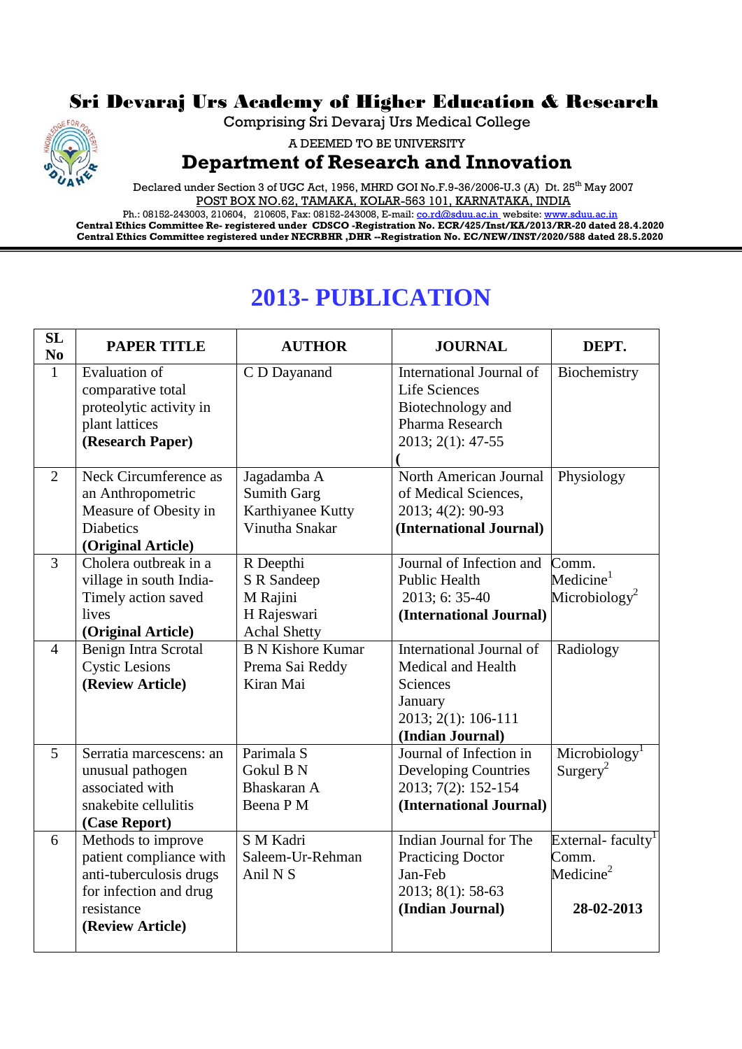# Sri Devaraj Urs Academy of Higher Education & Research

Comprising Sri Devaraj Urs Medical College

A DEEMED TO BE UNIVERSITY

## Department of Research and Innovation

Declared under Section 3 of UGC Act, 1956, MHRD GOI No.F.9-36/2006-U.3 (A) Dt. 25th May 2007

POST BOX NO.62, TAMAKA, KOLAR-563 101, KARNATAKA, INDIA

Ph.: 08152-243003, 210604, 210605, Fax: 08152-243008, E-mail: co.rd@sduu.ac.in website: www.sduu.ac.in

**Central Ethics Committee Re- registered under CDSCO -Registration No. ECR/425/Inst/KA/2013/RR-20 dated 28.4.2020**

**Central Ethics Committee registered under NECRBHR ,DHR --Registration No. EC/NEW/INST/2020/588 dated 28.5.2020**

# 2013- PUBLICATION

| SL No | PAPER TITLE | AUTHOR | JOURNAL | DEPT. |
|---|---|---|---|---|
| 1 | Evaluation of comparative total proteolytic activity in plant lattices **(Research Paper)** | C D Dayanand | International Journal of Life Sciences Biotechnology and Pharma Research 2013; 2(1): 47-55 **(** | Biochemistry |
| 2 | Neck Circumference as an Anthropometric Measure of Obesity in Diabetics **(Original Article)** | Jagadamba A<br>Sumith Garg<br>Karthiyanee Kutty<br>Vinutha Snakar | North American Journal of Medical Sciences, 2013; 4(2): 90-93 **(International Journal)** | Physiology |
| 3 | Cholera outbreak in a village in south India-Timely action saved lives **(Original Article)** | R Deepthi<br>S R Sandeep<br>M Rajini<br>H Rajeswari<br>Achal Shetty | Journal of Infection and Public Health 2013; 6: 35-40 **(International Journal)** | Comm. Medicine[1]<br>Microbiology[2] |
| 4 | Benign Intra Scrotal Cystic Lesions **(Review Article)** | B N Kishore Kumar<br>Prema Sai Reddy<br>Kiran Mai | International Journal of Medical and Health Sciences January 2013; 2(1): 106-111 **(Indian Journal)** | Radiology |
| 5 | Serratia marcescens: an unusual pathogen associated with snakebite cellulitis **(Case Report)** | Parimala S<br>Gokul B N<br>Bhaskaran A<br>Beena P M | Journal of Infection in Developing Countries 2013; 7(2): 152-154 **(International Journal)** | Microbiology[1]<br>Surgery[2] |
| 6 | Methods to improve patient compliance with anti-tuberculosis drugs for infection and drug resistance **(Review Article)** | S M Kadri<br>Saleem-Ur-Rehman<br>Anil N S | Indian Journal for The Practicing Doctor Jan-Feb 2013; 8(1): 58-63 **(Indian Journal)** | External- faculty[1]<br>Comm. Medicine[2]<br>**28-02-2013** |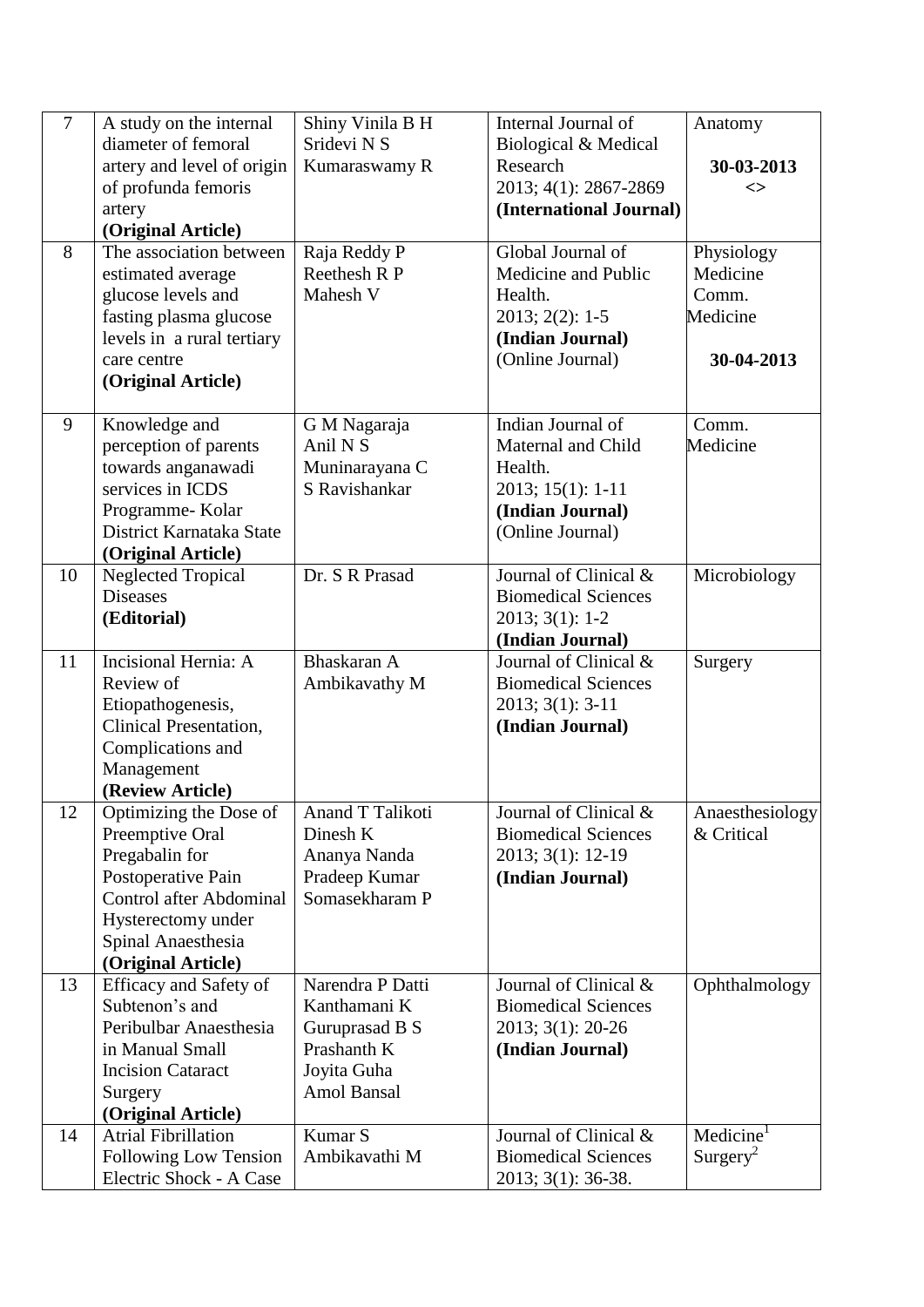| 7 | A study on the internal diameter of femoral artery and level of origin of profunda femoris artery **(Original Article)** | Shiny Vinila B H<br>Sridevi N S<br>Kumaraswamy R | Internal Journal of Biological & Medical Research<br>2013; 4(1): 2867-2869<br>**(International Journal)** | Anatomy<br><br>**30-03-2013**<br><> |
|---|---|---|---|---|
| 8 | The association between estimated average glucose levels and fasting plasma glucose levels in a rural tertiary care centre **(Original Article)** | Raja Reddy P<br>Reethesh R P<br>Mahesh V | Global Journal of Medicine and Public Health.<br>2013; 2(2): 1-5<br>**(Indian Journal)**<br>(Online Journal) | Physiology<br>Medicine<br>Comm. Medicine<br><br>**30-04-2013** |
| 9 | Knowledge and perception of parents towards anganawadi services in ICDS Programme- Kolar District Karnataka State **(Original Article)** | G M Nagaraja<br>Anil N S<br>Muninarayana C<br>S Ravishankar | Indian Journal of Maternal and Child Health.<br>2013; 15(1): 1-11<br>**(Indian Journal)**<br>(Online Journal) | Comm. Medicine |
| 10 | Neglected Tropical Diseases **(Editorial)** | Dr. S R Prasad | Journal of Clinical & Biomedical Sciences<br>2013; 3(1): 1-2<br>**(Indian Journal)** | Microbiology |
| 11 | Incisional Hernia: A Review of Etiopathogenesis, Clinical Presentation, Complications and Management **(Review Article)** | Bhaskaran A<br>Ambikavathy M | Journal of Clinical & Biomedical Sciences<br>2013; 3(1): 3-11<br>**(Indian Journal)** | Surgery |
| 12 | Optimizing the Dose of Preemptive Oral Pregabalin for Postoperative Pain Control after Abdominal Hysterectomy under Spinal Anaesthesia **(Original Article)** | Anand T Talikoti<br>Dinesh K<br>Ananya Nanda<br>Pradeep Kumar<br>Somasekharam P | Journal of Clinical & Biomedical Sciences<br>2013; 3(1): 12-19<br>**(Indian Journal)** | Anaesthesiology & Critical |
| 13 | Efficacy and Safety of Subtenon's and Peribulbar Anaesthesia in Manual Small Incision Cataract Surgery **(Original Article)** | Narendra P Datti<br>Kanthamani K<br>Guruprasad B S<br>Prashanth K<br>Joyita Guha<br>Amol Bansal | Journal of Clinical & Biomedical Sciences<br>2013; 3(1): 20-26<br>**(Indian Journal)** | Ophthalmology |
| 14 | Atrial Fibrillation Following Low Tension Electric Shock - A Case | Kumar S<br>Ambikavathi M | Journal of Clinical & Biomedical Sciences<br>2013; 3(1): 36-38. | Medicine[1]<br>Surgery[2] |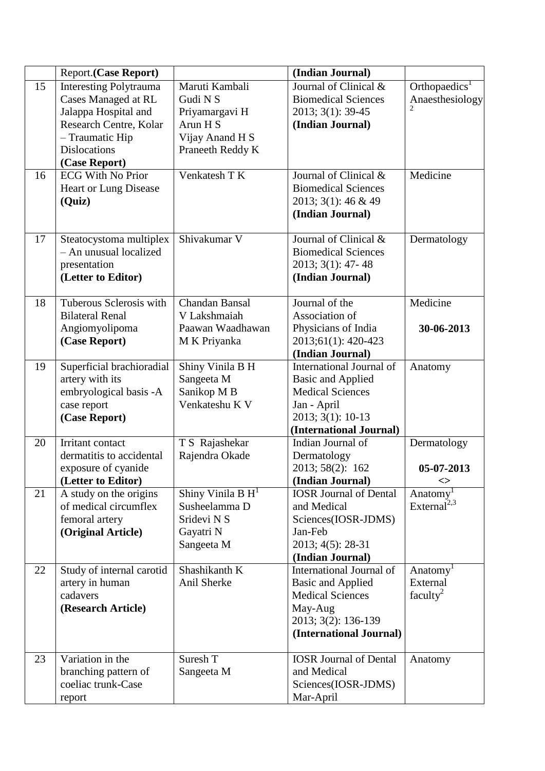|  | Report.**(Case Report)** |  | **(Indian Journal)** |  |
|---|---|---|---|---|
| 15 | Interesting Polytrauma Cases Managed at RL Jalappa Hospital and Research Centre, Kolar – Traumatic Hip Dislocations **(Case Report)** | Maruti Kambali<br>Gudi N S<br>Priyamargavi H<br>Arun H S<br>Vijay Anand H S<br>Praneeth Reddy K | Journal of Clinical & Biomedical Sciences 2013; 3(1): 39-45 **(Indian Journal)** | Orthopaedics[1]<br>Anaesthesiology[2] |
| 16 | ECG With No Prior Heart or Lung Disease **(Quiz)** | Venkatesh T K | Journal of Clinical & Biomedical Sciences 2013; 3(1): 46 & 49 **(Indian Journal)** | Medicine |
| 17 | Steatocystoma multiplex – An unusual localized presentation **(Letter to Editor)** | Shivakumar V | Journal of Clinical & Biomedical Sciences 2013; 3(1): 47- 48 **(Indian Journal)** | Dermatology |
| 18 | Tuberous Sclerosis with Bilateral Renal Angiomyolipoma **(Case Report)** | Chandan Bansal<br>V Lakshmaiah<br>Paawan Waadhawan<br>M K Priyanka | Journal of the Association of Physicians of India 2013;61(1): 420-423 **(Indian Journal)** | Medicine<br><br>**30-06-2013** |
| 19 | Superficial brachioradial artery with its embryological basis -A case report **(Case Report)** | Shiny Vinila B H<br>Sangeeta M<br>Sanikop M B<br>Venkateshu K V | International Journal of Basic and Applied Medical Sciences Jan - April 2013; 3(1): 10-13 **(International Journal)** | Anatomy |
| 20 | Irritant contact dermatitis to accidental exposure of cyanide **(Letter to Editor)** | T S Rajashekar<br>Rajendra Okade | Indian Journal of Dermatology 2013; 58(2): 162 **(Indian Journal)** | Dermatology<br><br>**05-07-2013**<br>**<>** |
| 21 | A study on the origins of medical circumflex femoral artery **(Original Article)** | Shiny Vinila B H[1]<br>Susheelamma D<br>Sridevi N S<br>Gayatri N<br>Sangeeta M | IOSR Journal of Dental and Medical Sciences(IOSR-JDMS) Jan-Feb 2013; 4(5): 28-31 **(Indian Journal)** | Anatomy[1]<br>External[2,3] |
| 22 | Study of internal carotid artery in human cadavers **(Research Article)** | Shashikanth K<br>Anil Sherke | International Journal of Basic and Applied Medical Sciences May-Aug 2013; 3(2): 136-139 **(International Journal)** | Anatomy[1]<br>External faculty[2] |
| 23 | Variation in the branching pattern of coeliac trunk-Case report | Suresh T<br>Sangeeta M | IOSR Journal of Dental and Medical Sciences(IOSR-JDMS) Mar-April | Anatomy |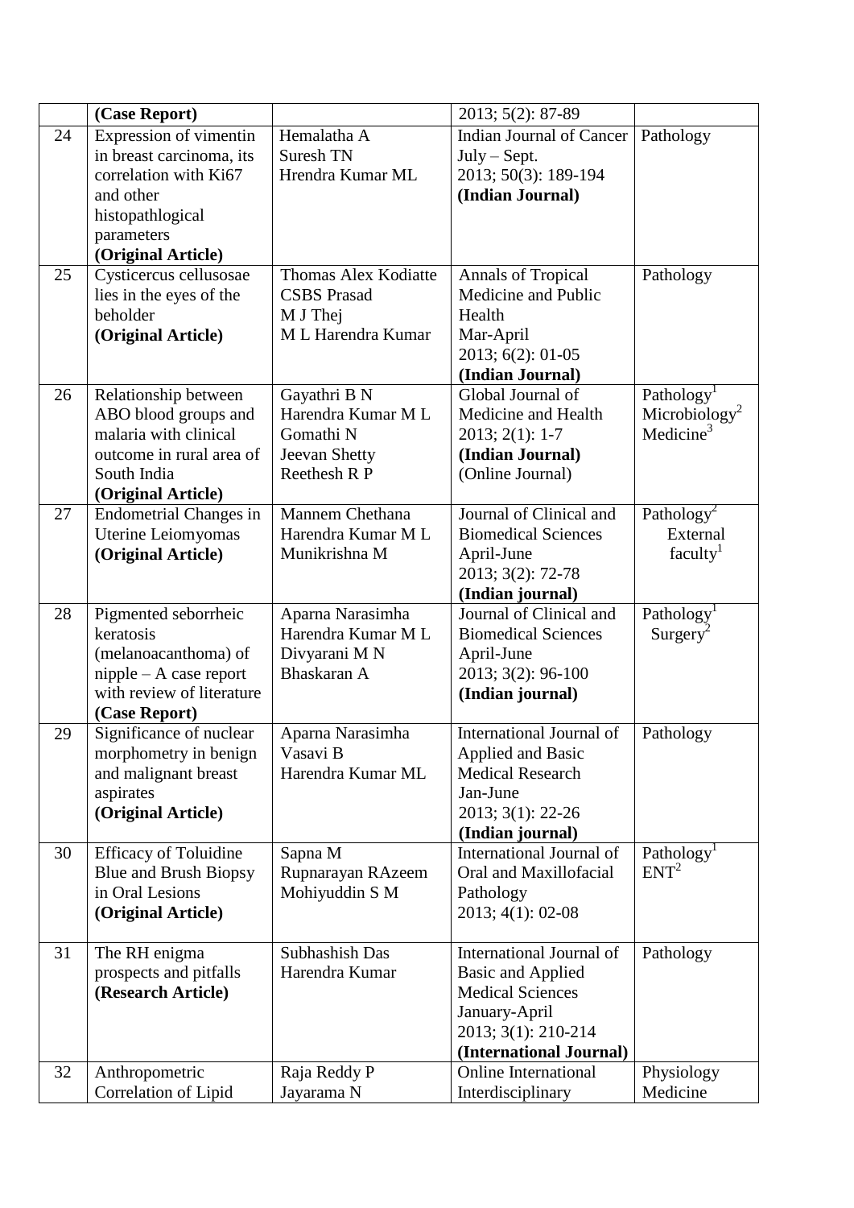|  |  |  |  |  |
|---|---|---|---|---|
|  | **(Case Report)** |  | 2013; 5(2): 87-89 |  |
| 24 | Expression of vimentin in breast carcinoma, its correlation with Ki67 and other histopathlogical parameters **(Original Article)** | Hemalatha A<br>Suresh TN<br>Hrendra Kumar ML | Indian Journal of Cancer<br>July – Sept.<br>2013; 50(3): 189-194<br>**(Indian Journal)** | Pathology |
| 25 | Cysticercus cellusosae lies in the eyes of the beholder **(Original Article)** | Thomas Alex Kodiatte<br>CSBS Prasad<br>M J Thej<br>M L Harendra Kumar | Annals of Tropical Medicine and Public Health<br>Mar-April<br>2013; 6(2): 01-05<br>**(Indian Journal)** | Pathology |
| 26 | Relationship between ABO blood groups and malaria with clinical outcome in rural area of South India **(Original Article)** | Gayathri B N<br>Harendra Kumar M L<br>Gomathi N<br>Jeevan Shetty<br>Reethesh R P | Global Journal of Medicine and Health<br>2013; 2(1): 1-7<br>**(Indian Journal)**<br>(Online Journal) | Pathology[1]<br>Microbiology[2]<br>Medicine[3] |
| 27 | Endometrial Changes in Uterine Leiomyomas **(Original Article)** | Mannem Chethana<br>Harendra Kumar M L<br>Munikrishna M | Journal of Clinical and Biomedical Sciences<br>April-June<br>2013; 3(2): 72-78<br>**(Indian journal)** | Pathology[2]<br>External faculty[1] |
| 28 | Pigmented seborrheic keratosis (melanoacanthoma) of nipple – A case report with review of literature **(Case Report)** | Aparna Narasimha<br>Harendra Kumar M L<br>Divyarani M N<br>Bhaskaran A | Journal of Clinical and Biomedical Sciences<br>April-June<br>2013; 3(2): 96-100<br>**(Indian journal)** | Pathology[1]<br>Surgery[2] |
| 29 | Significance of nuclear morphometry in benign and malignant breast aspirates **(Original Article)** | Aparna Narasimha<br>Vasavi B<br>Harendra Kumar ML | International Journal of Applied and Basic Medical Research<br>Jan-June<br>2013; 3(1): 22-26<br>**(Indian journal)** | Pathology |
| 30 | Efficacy of Toluidine Blue and Brush Biopsy in Oral Lesions **(Original Article)** | Sapna M<br>Rupnarayan RAzeem<br>Mohiyuddin S M | International Journal of Oral and Maxillofacial Pathology<br>2013; 4(1): 02-08 | Pathology[1]<br>ENT[2] |
| 31 | The RH enigma prospects and pitfalls **(Research Article)** | Subhashish Das<br>Harendra Kumar | International Journal of Basic and Applied Medical Sciences<br>January-April<br>2013; 3(1): 210-214<br>**(International Journal)** | Pathology |
| 32 | Anthropometric Correlation of Lipid | Raja Reddy P<br>Jayarama N | Online International Interdisciplinary | Physiology<br>Medicine |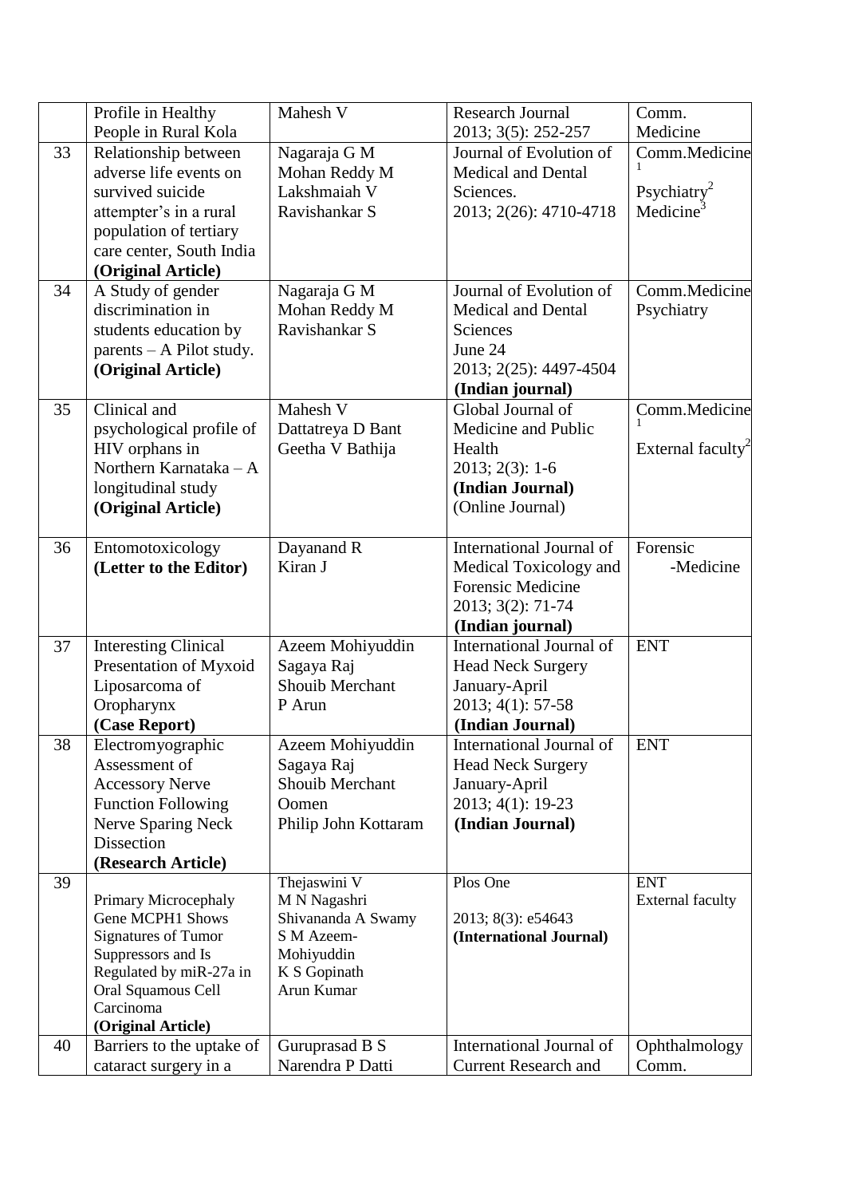|  | Profile in Healthy People in Rural Kola | Mahesh V | Research Journal 2013; 3(5): 252-257 | Comm. Medicine |
|---|---|---|---|---|
| 33 | Relationship between adverse life events on survived suicide attempter's in a rural population of tertiary care center, South India **(Original Article)** | Nagaraja G M<br>Mohan Reddy M<br>Lakshmaiah V<br>Ravishankar S | Journal of Evolution of Medical and Dental Sciences.<br>2013; 2(26): 4710-4718 | Comm.Medicine[1]<br>Psychiatry[2]<br>Medicine[3] |
| 34 | A Study of gender discrimination in students education by parents – A Pilot study. **(Original Article)** | Nagaraja G M<br>Mohan Reddy M<br>Ravishankar S | Journal of Evolution of Medical and Dental Sciences<br>June 24<br>2013; 2(25): 4497-4504<br>**(Indian journal)** | Comm.Medicine<br>Psychiatry |
| 35 | Clinical and psychological profile of HIV orphans in Northern Karnataka – A longitudinal study **(Original Article)** | Mahesh V<br>Dattatreya D Bant<br>Geetha V Bathija | Global Journal of Medicine and Public Health<br>2013; 2(3): 1-6<br>**(Indian Journal)**<br>(Online Journal) | Comm.Medicine[1]<br>External faculty[2] |
| 36 | Entomotoxicology **(Letter to the Editor)** | Dayanand R<br>Kiran J | International Journal of Medical Toxicology and Forensic Medicine<br>2013; 3(2): 71-74<br>**(Indian journal)** | Forensic -Medicine |
| 37 | Interesting Clinical Presentation of Myxoid Liposarcoma of Oropharynx **(Case Report)** | Azeem Mohiyuddin<br>Sagaya Raj<br>Shouib Merchant<br>P Arun | International Journal of Head Neck Surgery<br>January-April<br>2013; 4(1): 57-58<br>**(Indian Journal)** | ENT |
| 38 | Electromyographic Assessment of Accessory Nerve Function Following Nerve Sparing Neck Dissection **(Research Article)** | Azeem Mohiyuddin<br>Sagaya Raj<br>Shouib Merchant<br>Oomen<br>Philip John Kottaram | International Journal of Head Neck Surgery<br>January-April<br>2013; 4(1): 19-23<br>**(Indian Journal)** | ENT |
| 39 | Primary Microcephaly Gene MCPH1 Shows Signatures of Tumor Suppressors and Is Regulated by miR-27a in Oral Squamous Cell Carcinoma **(Original Article)** | Thejaswini V<br>M N Nagashri<br>Shivananda A Swamy<br>S M Azeem-Mohiyuddin<br>K S Gopinath<br>Arun Kumar | Plos One<br>2013; 8(3): e54643<br>**(International Journal)** | ENT<br>External faculty |
| 40 | Barriers to the uptake of cataract surgery in a | Guruprasad B S<br>Narendra P Datti | International Journal of Current Research and | Ophthalmology<br>Comm. |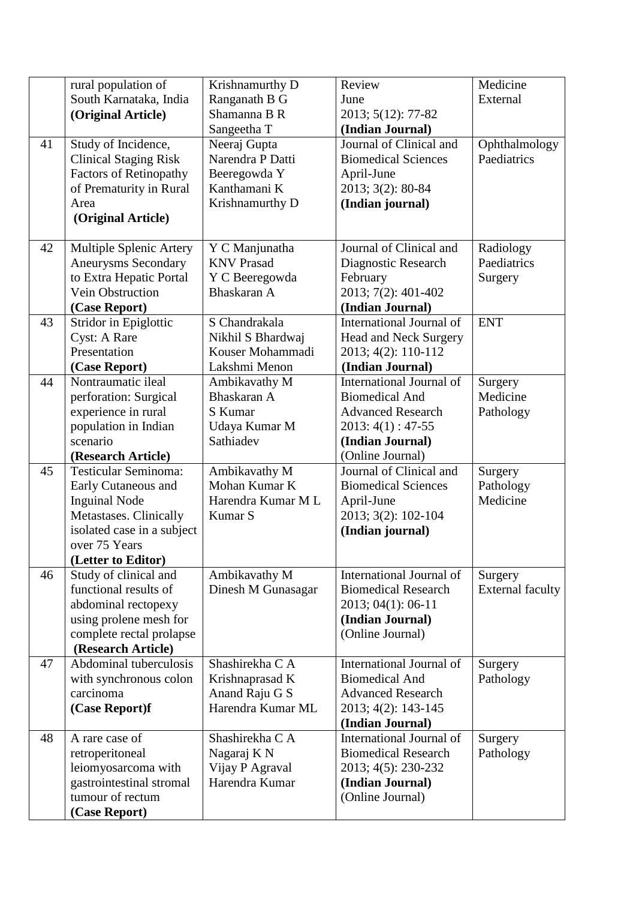| | | | | |
|---|---|---|---|---|
| | rural population of South Karnataka, India **(Original Article)** | Krishnamurthy D<br>Ranganath B G<br>Shamanna B R<br>Sangeetha T | Review<br>June<br>2013; 5(12): 77-82<br>**(Indian Journal)** | Medicine<br>External |
| 41 | Study of Incidence, Clinical Staging Risk Factors of Retinopathy of Prematurity in Rural Area<br>**(Original Article)** | Neeraj Gupta<br>Narendra P Datti<br>Beeregowda Y<br>Kanthamani K<br>Krishnamurthy D | Journal of Clinical and Biomedical Sciences<br>April-June<br>2013; 3(2): 80-84<br>**(Indian journal)** | Ophthalmology<br>Paediatrics |
| 42 | Multiple Splenic Artery Aneurysms Secondary to Extra Hepatic Portal Vein Obstruction<br>**(Case Report)** | Y C Manjunatha<br>KNV Prasad<br>Y C Beeregowda<br>Bhaskaran A | Journal of Clinical and Diagnostic Research<br>February<br>2013; 7(2): 401-402<br>**(Indian Journal)** | Radiology<br>Paediatrics<br>Surgery |
| 43 | Stridor in Epiglottic Cyst: A Rare Presentation<br>**(Case Report)** | S Chandrakala<br>Nikhil S Bhardwaj<br>Kouser Mohammadi<br>Lakshmi Menon | International Journal of Head and Neck Surgery<br>2013; 4(2): 110-112<br>**(Indian Journal)** | ENT |
| 44 | Nontraumatic ileal perforation: Surgical experience in rural population in Indian scenario<br>**(Research Article)** | Ambikavathy M<br>Bhaskaran A<br>S Kumar<br>Udaya Kumar M<br>Sathiadev | International Journal of Biomedical And Advanced Research<br>2013: 4(1) : 47-55<br>**(Indian Journal)**<br>(Online Journal) | Surgery<br>Medicine<br>Pathology |
| 45 | Testicular Seminoma: Early Cutaneous and Inguinal Node Metastases. Clinically isolated case in a subject over 75 Years<br>**(Letter to Editor)** | Ambikavathy M<br>Mohan Kumar K<br>Harendra Kumar M L<br>Kumar S | Journal of Clinical and Biomedical Sciences<br>April-June<br>2013; 3(2): 102-104<br>**(Indian journal)** | Surgery<br>Pathology<br>Medicine |
| 46 | Study of clinical and functional results of abdominal rectopexy using prolene mesh for complete rectal prolapse<br>**(Research Article)** | Ambikavathy M<br>Dinesh M Gunasagar | International Journal of Biomedical Research<br>2013; 04(1): 06-11<br>**(Indian Journal)**<br>(Online Journal) | Surgery<br>External faculty |
| 47 | Abdominal tuberculosis with synchronous colon carcinoma<br>**(Case Report)f** | Shashirekha C A<br>Krishnaprasad K<br>Anand Raju G S<br>Harendra Kumar ML | International Journal of Biomedical And Advanced Research<br>2013; 4(2): 143-145<br>**(Indian Journal)** | Surgery<br>Pathology |
| 48 | A rare case of retroperitoneal leiomyosarcoma with gastrointestinal stromal tumour of rectum<br>**(Case Report)** | Shashirekha C A<br>Nagaraj K N<br>Vijay P Agraval<br>Harendra Kumar | International Journal of Biomedical Research<br>2013; 4(5): 230-232<br>**(Indian Journal)**<br>(Online Journal) | Surgery<br>Pathology |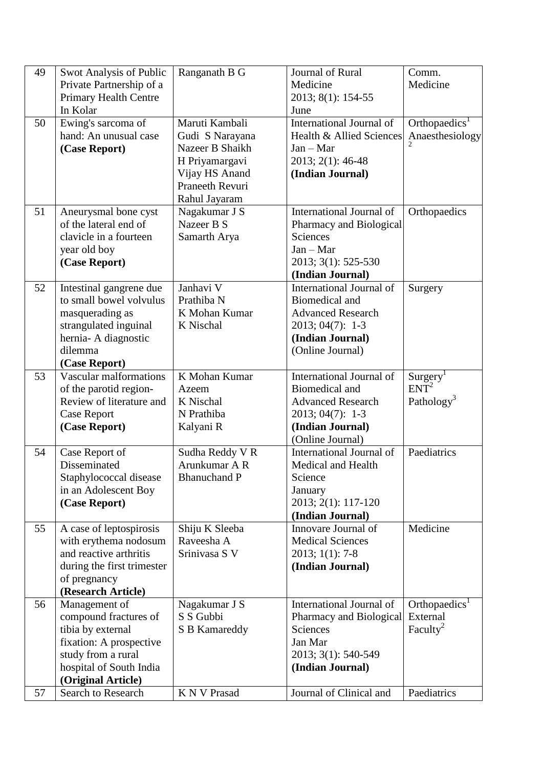| 49 | Swot Analysis of Public Private Partnership of a Primary Health Centre In Kolar | Ranganath B G | Journal of Rural Medicine 2013; 8(1): 154-55 June | Comm. Medicine |
|---|---|---|---|---|
| 50 | Ewing's sarcoma of hand: An unusual case **(Case Report)** | Maruti Kambali Gudi S Narayana Nazeer B Shaikh H Priyamargavi Vijay HS Anand Praneeth Revuri Rahul Jayaram | International Journal of Health & Allied Sciences Jan – Mar 2013; 2(1): 46-48 **(Indian Journal)** | Orthopaedics[1] Anaesthesiology[2] |
| 51 | Aneurysmal bone cyst of the lateral end of clavicle in a fourteen year old boy **(Case Report)** | Nagakumar J S Nazeer B S Samarth Arya | International Journal of Pharmacy and Biological Sciences Jan – Mar 2013; 3(1): 525-530 **(Indian Journal)** | Orthopaedics |
| 52 | Intestinal gangrene due to small bowel volvulus masquerading as strangulated inguinal hernia- A diagnostic dilemma **(Case Report)** | Janhavi V Prathiba N K Mohan Kumar K Nischal | International Journal of Biomedical and Advanced Research 2013; 04(7): 1-3 **(Indian Journal)** (Online Journal) | Surgery |
| 53 | Vascular malformations of the parotid region- Review of literature and Case Report **(Case Report)** | K Mohan Kumar Azeem K Nischal N Prathiba Kalyani R | International Journal of Biomedical and Advanced Research 2013; 04(7): 1-3 **(Indian Journal)** (Online Journal) | Surgery[1] ENT[2] Pathology[3] |
| 54 | Case Report of Disseminated Staphylococcal disease in an Adolescent Boy **(Case Report)** | Sudha Reddy V R Arunkumar A R Bhanuchand P | International Journal of Medical and Health Science January 2013; 2(1): 117-120 **(Indian Journal)** | Paediatrics |
| 55 | A case of leptospirosis with erythema nodosum and reactive arthritis during the first trimester of pregnancy **(Research Article)** | Shiju K Sleeba Raveesha A Srinivasa S V | Innovare Journal of Medical Sciences 2013; 1(1): 7-8 **(Indian Journal)** | Medicine |
| 56 | Management of compound fractures of tibia by external fixation: A prospective study from a rural hospital of South India **(Original Article)** | Nagakumar J S S S Gubbi S B Kamareddy | International Journal of Pharmacy and Biological Sciences Jan Mar 2013; 3(1): 540-549 **(Indian Journal)** | Orthopaedics[1] External Faculty[2] |
| 57 | Search to Research | K N V Prasad | Journal of Clinical and | Paediatrics |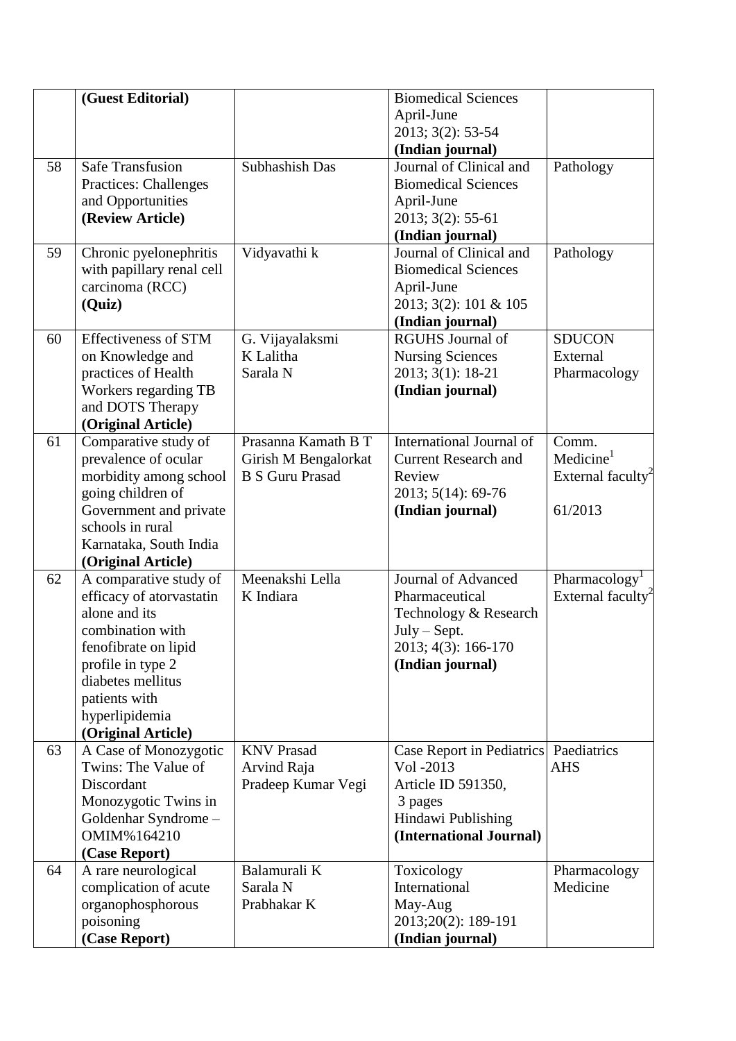|  | (Guest Editorial) |  | Biomedical Sciences April-June 2013; 3(2): 53-54 **(Indian journal)** |  |
|---|---|---|---|---|
| 58 | Safe Transfusion Practices: Challenges and Opportunities **(Review Article)** | Subhashish Das | Journal of Clinical and Biomedical Sciences April-June 2013; 3(2): 55-61 **(Indian journal)** | Pathology |
| 59 | Chronic pyelonephritis with papillary renal cell carcinoma (RCC) **(Quiz)** | Vidyavathi k | Journal of Clinical and Biomedical Sciences April-June 2013; 3(2): 101 & 105 **(Indian journal)** | Pathology |
| 60 | Effectiveness of STM on Knowledge and practices of Health Workers regarding TB and DOTS Therapy **(Original Article)** | G. Vijayalaksmi<br>K Lalitha<br>Sarala N | RGUHS Journal of Nursing Sciences 2013; 3(1): 18-21 **(Indian journal)** | SDUCON External Pharmacology |
| 61 | Comparative study of prevalence of ocular morbidity among school going children of Government and private schools in rural Karnataka, South India **(Original Article)** | Prasanna Kamath B T<br>Girish M Bengalorkat<br>B S Guru Prasad | International Journal of Current Research and Review 2013; 5(14): 69-76 **(Indian journal)** | Comm. Medicine[1]<br>External faculty[2]<br><br>61/2013 |
| 62 | A comparative study of efficacy of atorvastatin alone and its combination with fenofibrate on lipid profile in type 2 diabetes mellitus patients with hyperlipidemia **(Original Article)** | Meenakshi Lella<br>K Indiara | Journal of Advanced Pharmaceutical Technology & Research July – Sept. 2013; 4(3): 166-170 **(Indian journal)** | Pharmacology[1]<br>External faculty[2] |
| 63 | A Case of Monozygotic Twins: The Value of Discordant Monozygotic Twins in Goldenhar Syndrome – OMIM%164210 **(Case Report)** | KNV Prasad<br>Arvind Raja<br>Pradeep Kumar Vegi | Case Report in Pediatrics Vol -2013 Article ID 591350, 3 pages Hindawi Publishing **(International Journal)** | Paediatrics AHS |
| 64 | A rare neurological complication of acute organophosphorous poisoning **(Case Report)** | Balamurali K<br>Sarala N<br>Prabhakar K | Toxicology International May-Aug 2013;20(2): 189-191 **(Indian journal)** | Pharmacology Medicine |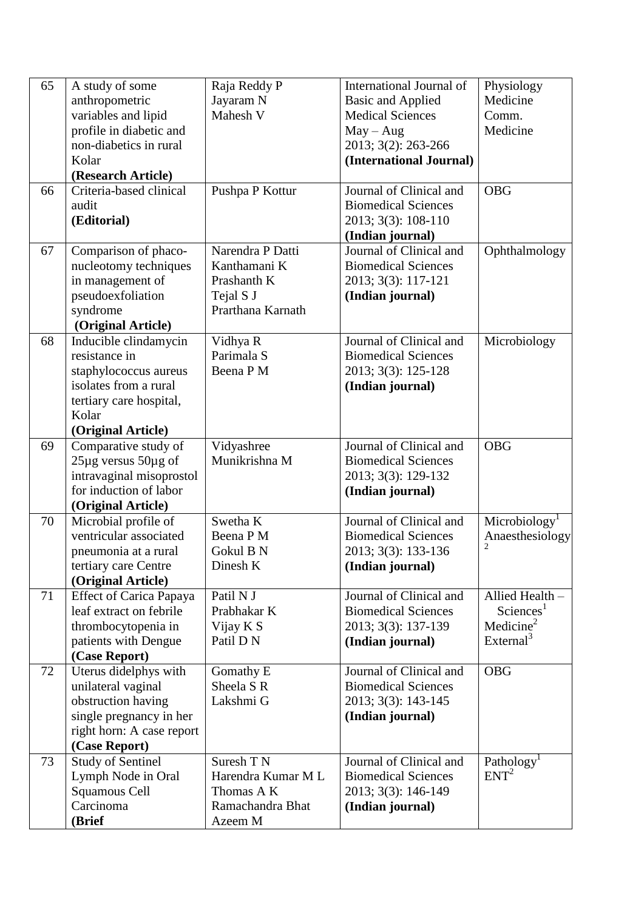| 65 | A study of some anthropometric variables and lipid profile in diabetic and non-diabetics in rural Kolar **(Research Article)** | Raja Reddy P<br>Jayaram N<br>Mahesh V | International Journal of Basic and Applied Medical Sciences<br>May – Aug<br>2013; 3(2): 263-266<br>**(International Journal)** | Physiology<br>Medicine<br>Comm. Medicine |
|---|---|---|---|---|
| 66 | Criteria-based clinical audit **(Editorial)** | Pushpa P Kottur | Journal of Clinical and Biomedical Sciences<br>2013; 3(3): 108-110<br>**(Indian journal)** | OBG |
| 67 | Comparison of phaco-nucleotomy techniques in management of pseudoexfoliation syndrome **(Original Article)** | Narendra P Datti<br>Kanthamani K<br>Prashanth K<br>Tejal S J<br>Prarthana Karnath | Journal of Clinical and Biomedical Sciences<br>2013; 3(3): 117-121<br>**(Indian journal)** | Ophthalmology |
| 68 | Inducible clindamycin resistance in staphylococcus aureus isolates from a rural tertiary care hospital, Kolar **(Original Article)** | Vidhya R<br>Parimala S<br>Beena P M | Journal of Clinical and Biomedical Sciences<br>2013; 3(3): 125-128<br>**(Indian journal)** | Microbiology |
| 69 | Comparative study of 25µg versus 50µg of intravaginal misoprostol for induction of labor **(Original Article)** | Vidyashree<br>Munikrishna M | Journal of Clinical and Biomedical Sciences<br>2013; 3(3): 129-132<br>**(Indian journal)** | OBG |
| 70 | Microbial profile of ventricular associated pneumonia at a rural tertiary care Centre **(Original Article)** | Swetha K<br>Beena P M<br>Gokul B N<br>Dinesh K | Journal of Clinical and Biomedical Sciences<br>2013; 3(3): 133-136<br>**(Indian journal)** | Microbiology[1]<br>Anaesthesiology[2] |
| 71 | Effect of Carica Papaya leaf extract on febrile thrombocytopenia in patients with Dengue **(Case Report)** | Patil N J<br>Prabhakar K<br>Vijay K S<br>Patil D N | Journal of Clinical and Biomedical Sciences<br>2013; 3(3): 137-139<br>**(Indian journal)** | Allied Health – Sciences[1]<br>Medicine[2]<br>External[3] |
| 72 | Uterus didelphys with unilateral vaginal obstruction having single pregnancy in her right horn: A case report **(Case Report)** | Gomathy E<br>Sheela S R<br>Lakshmi G | Journal of Clinical and Biomedical Sciences<br>2013; 3(3): 143-145<br>**(Indian journal)** | OBG |
| 73 | Study of Sentinel Lymph Node in Oral Squamous Cell Carcinoma **(Brief** | Suresh T N<br>Harendra Kumar M L<br>Thomas A K<br>Ramachandra Bhat<br>Azeem M | Journal of Clinical and Biomedical Sciences<br>2013; 3(3): 146-149<br>**(Indian journal)** | Pathology[1]<br>ENT[2] |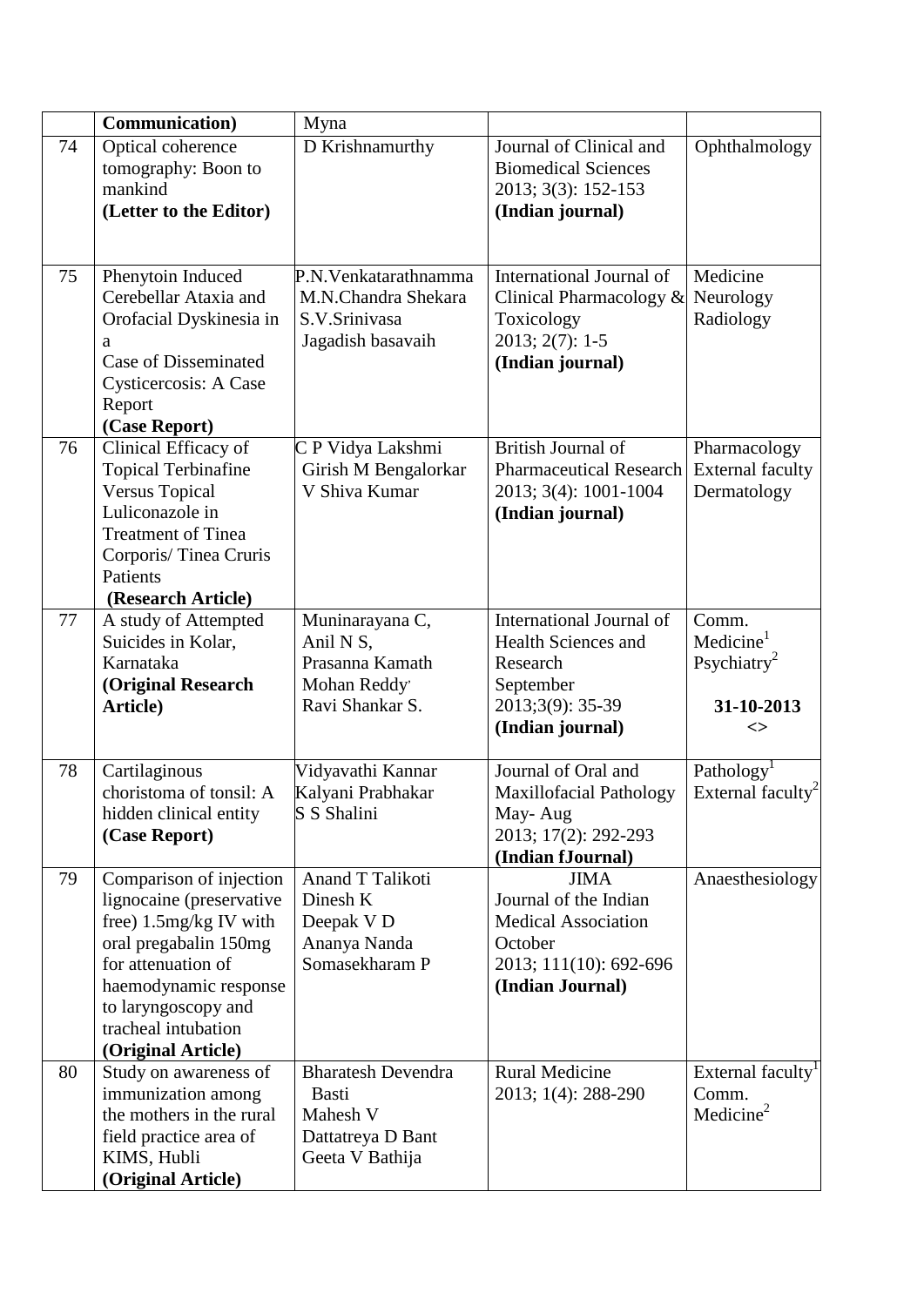| | Communication) | Myna | | |
|---|---|---|---|---|
| 74 | Optical coherence tomography: Boon to mankind **(Letter to the Editor)** | D Krishnamurthy | Journal of Clinical and Biomedical Sciences 2013; 3(3): 152-153 **(Indian journal)** | Ophthalmology |
| 75 | Phenytoin Induced Cerebellar Ataxia and Orofacial Dyskinesia in a Case of Disseminated Cysticercosis: A Case Report **(Case Report)** | P.N.Venkatarathnamma M.N.Chandra Shekara S.V.Srinivasa Jagadish basavaih | International Journal of Clinical Pharmacology & Toxicology 2013; 2(7): 1-5 **(Indian journal)** | Medicine Neurology Radiology |
| 76 | Clinical Efficacy of Topical Terbinafine Versus Topical Luliconazole in Treatment of Tinea Corporis/ Tinea Cruris Patients **(Research Article)** | C P Vidya Lakshmi Girish M Bengalorkar V Shiva Kumar | British Journal of Pharmaceutical Research 2013; 3(4): 1001-1004 **(Indian journal)** | Pharmacology External faculty Dermatology |
| 77 | A study of Attempted Suicides in Kolar, Karnataka **(Original Research Article)** | Muninarayana C, Anil N S, Prasanna Kamath Mohan Reddy' Ravi Shankar S. | International Journal of Health Sciences and Research September 2013;3(9): 35-39 **(Indian journal)** | Comm. Medicine[1] Psychiatry[2] **31-10-2013** **<>** |
| 78 | Cartilaginous choristoma of tonsil: A hidden clinical entity **(Case Report)** | Vidyavathi Kannar Kalyani Prabhakar S S Shalini | Journal of Oral and Maxillofacial Pathology May- Aug 2013; 17(2): 292-293 **(Indian fJournal)** | Pathology[1] External faculty[2] |
| 79 | Comparison of injection lignocaine (preservative free) 1.5mg/kg IV with oral pregabalin 150mg for attenuation of haemodynamic response to laryngoscopy and tracheal intubation **(Original Article)** | Anand T Talikoti Dinesh K Deepak V D Ananya Nanda Somasekharam P | JIMA Journal of the Indian Medical Association October 2013; 111(10): 692-696 **(Indian Journal)** | Anaesthesiology |
| 80 | Study on awareness of immunization among the mothers in the rural field practice area of KIMS, Hubli **(Original Article)** | Bharatesh Devendra Basti Mahesh V Dattatreya D Bant Geeta V Bathija | Rural Medicine 2013; 1(4): 288-290 | External faculty[1] Comm. Medicine[2] |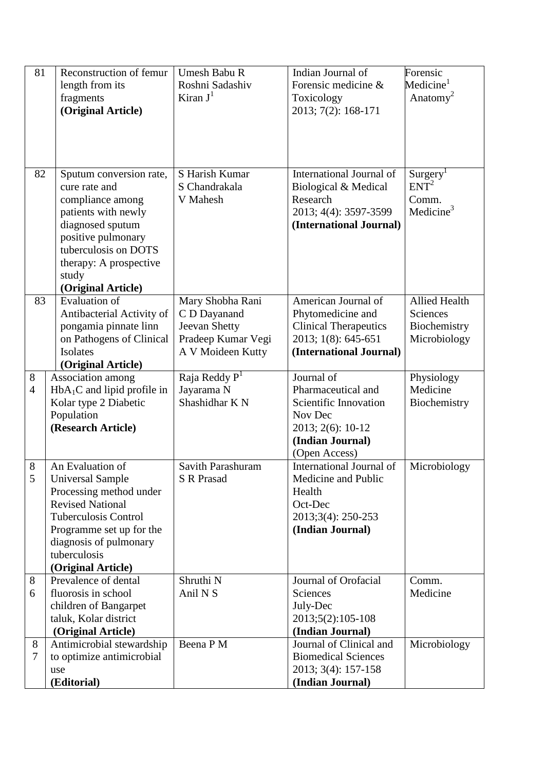| 81 | Reconstruction of femur length from its fragments **(Original Article)** | Umesh Babu R<br>Roshni Sadashiv<br>Kiran J[1] | Indian Journal of Forensic medicine & Toxicology<br>2013; 7(2): 168-171 | Forensic Medicine[1]<br>Anatomy[2] |
|---|---|---|---|---|
| 82 | Sputum conversion rate, cure rate and compliance among patients with newly diagnosed sputum positive pulmonary tuberculosis on DOTS therapy: A prospective study **(Original Article)** | S Harish Kumar<br>S Chandrakala<br>V Mahesh | International Journal of Biological & Medical Research<br>2013; 4(4): 3597-3599<br>**(International Journal)** | Surgery[1]<br>ENT[2]<br>Comm. Medicine[3] |
| 83 | Evaluation of Antibacterial Activity of pongamia pinnate linn on Pathogens of Clinical Isolates **(Original Article)** | Mary Shobha Rani<br>C D Dayanand<br>Jeevan Shetty<br>Pradeep Kumar Vegi<br>A V Moideen Kutty | American Journal of Phytomedicine and Clinical Therapeutics<br>2013; 1(8): 645-651<br>**(International Journal)** | Allied Health Sciences<br>Biochemistry<br>Microbiology |
| 84 | Association among $HbA_1C$ and lipid profile in Kolar type 2 Diabetic Population **(Research Article)** | Raja Reddy P[1]<br>Jayarama N<br>Shashidhar K N | Journal of Pharmaceutical and Scientific Innovation<br>Nov Dec<br>2013; 2(6): 10-12<br>**(Indian Journal)**<br>(Open Access) | Physiology<br>Medicine<br>Biochemistry |
| 85 | An Evaluation of Universal Sample Processing method under Revised National Tuberculosis Control Programme set up for the diagnosis of pulmonary tuberculosis **(Original Article)** | Savith Parashuram<br>S R Prasad | International Journal of Medicine and Public Health<br>Oct-Dec<br>2013;3(4): 250-253<br>**(Indian Journal)** | Microbiology |
| 86 | Prevalence of dental fluorosis in school children of Bangarpet taluk, Kolar district **(Original Article)** | Shruthi N<br>Anil N S | Journal of Orofacial Sciences<br>July-Dec<br>2013;5(2):105-108<br>**(Indian Journal)** | Comm. Medicine |
| 87 | Antimicrobial stewardship to optimize antimicrobial use **(Editorial)** | Beena P M | Journal of Clinical and Biomedical Sciences<br>2013; 3(4): 157-158<br>**(Indian Journal)** | Microbiology |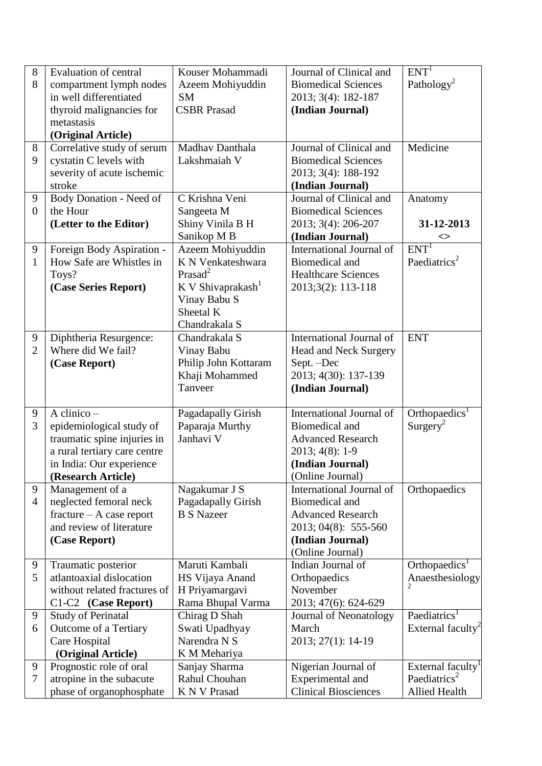| | | | | |
|---|---|---|---|---|
| 88 | Evaluation of central compartment lymph nodes in well differentiated thyroid malignancies for metastasis **(Original Article)** | Kouser Mohammadi<br>Azeem Mohiyuddin SM<br>CSBR Prasad | Journal of Clinical and Biomedical Sciences 2013; 3(4): 182-187 **(Indian Journal)** | ENT[1]<br>Pathology[2] |
| 89 | Correlative study of serum cystatin C levels with severity of acute ischemic stroke | Madhav Danthala<br>Lakshmaiah V | Journal of Clinical and Biomedical Sciences 2013; 3(4): 188-192 **(Indian Journal)** | Medicine |
| 90 | Body Donation - Need of the Hour **(Letter to the Editor)** | C Krishna Veni<br>Sangeeta M<br>Shiny Vinila B H<br>Sanikop M B | Journal of Clinical and Biomedical Sciences 2013; 3(4): 206-207 **(Indian Journal)** | Anatomy<br><br>**31-12-2013**<br>**<>** |
| 91 | Foreign Body Aspiration - How Safe are Whistles in Toys? **(Case Series Report)** | Azeem Mohiyuddin<br>K N Venkateshwara Prasad[2]<br>K V Shivaprakash[1]<br>Vinay Babu S<br>Sheetal K<br>Chandrakala S | International Journal of Biomedical and Healthcare Sciences 2013;3(2): 113-118 | ENT[1]<br>Paediatrics[2] |
| 92 | Diphtheria Resurgence: Where did We fail? **(Case Report)** | Chandrakala S<br>Vinay Babu<br>Philip John Kottaram<br>Khaji Mohammed Tanveer | International Journal of Head and Neck Surgery Sept. –Dec 2013; 4(30): 137-139 **(Indian Journal)** | ENT |
| 93 | A clinico – epidemiological study of traumatic spine injuries in a rural tertiary care centre in India: Our experience **(Research Article)** | Pagadapally Girish<br>Paparaja Murthy<br>Janhavi V | International Journal of Biomedical and Advanced Research 2013; 4(8): 1-9 **(Indian Journal)** (Online Journal) | Orthopaedics[1]<br>Surgery[2] |
| 94 | Management of a neglected femoral neck fracture – A case report and review of literature **(Case Report)** | Nagakumar J S<br>Pagadapally Girish<br>B S Nazeer | International Journal of Biomedical and Advanced Research 2013; 04(8): 555-560 **(Indian Journal)** (Online Journal) | Orthopaedics |
| 95 | Traumatic posterior atlantoaxial dislocation without related fractures of C1-C2 **(Case Report)** | Maruti Kambali<br>HS Vijaya Anand<br>H Priyamargavi<br>Rama Bhupal Varma | Indian Journal of Orthopaedics November 2013; 47(6): 624-629 | Orthopaedics[1]<br>Anaesthesiology[2] |
| 96 | Study of Perinatal Outcome of a Tertiary Care Hospital **(Original Article)** | Chirag D Shah<br>Swati Upadhyay<br>Narendra N S<br>K M Mehariya | Journal of Neonatology March 2013; 27(1): 14-19 | Paediatrics[1]<br>External faculty[2] |
| 97 | Prognostic role of oral atropine in the subacute phase of organophosphate | Sanjay Sharma<br>Rahul Chouhan<br>K N V Prasad | Nigerian Journal of Experimental and Clinical Biosciences | External faculty[1]<br>Paediatrics[2]<br>Allied Health |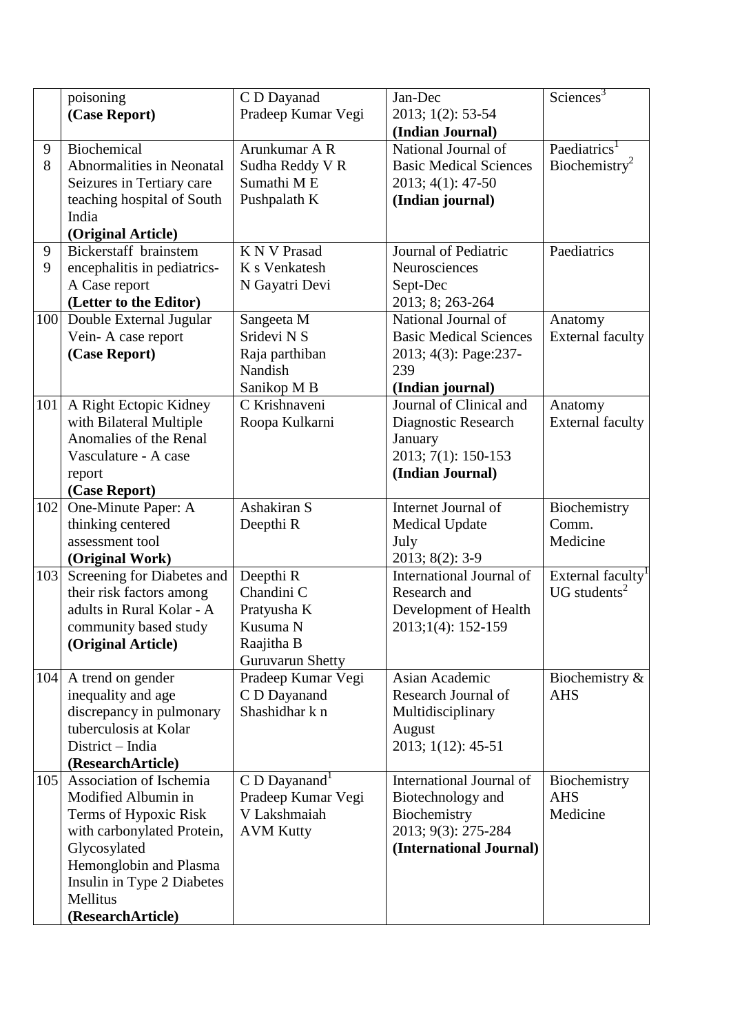| | poisoning **(Case Report)** | C D Dayanad Pradeep Kumar Vegi | Jan-Dec 2013; 1(2): 53-54 **(Indian Journal)** | Sciences[3] |
|---|---|---|---|---|
| 98 | Biochemical Abnormalities in Neonatal Seizures in Tertiary care teaching hospital of South India **(Original Article)** | Arunkumar A R Sudha Reddy V R Sumathi M E Pushpalath K | National Journal of Basic Medical Sciences 2013; 4(1): 47-50 **(Indian journal)** | Paediatrics[1] Biochemistry[2] |
| 99 | Bickerstaff brainstem encephalitis in pediatrics- A Case report **(Letter to the Editor)** | K N V Prasad K s Venkatesh N Gayatri Devi | Journal of Pediatric Neurosciences Sept-Dec 2013; 8; 263-264 | Paediatrics |
| 100 | Double External Jugular Vein- A case report **(Case Report)** | Sangeeta M Sridevi N S Raja parthiban Nandish Sanikop M B | National Journal of Basic Medical Sciences 2013; 4(3): Page:237-239 **(Indian journal)** | Anatomy External faculty |
| 101 | A Right Ectopic Kidney with Bilateral Multiple Anomalies of the Renal Vasculature - A case report **(Case Report)** | C Krishnaveni Roopa Kulkarni | Journal of Clinical and Diagnostic Research January 2013; 7(1): 150-153 **(Indian Journal)** | Anatomy External faculty |
| 102 | One-Minute Paper: A thinking centered assessment tool **(Original Work)** | Ashakiran S Deepthi R | Internet Journal of Medical Update July 2013; 8(2): 3-9 | Biochemistry Comm. Medicine |
| 103 | Screening for Diabetes and their risk factors among adults in Rural Kolar - A community based study **(Original Article)** | Deepthi R Chandini C Pratyusha K Kusuma N Raajitha B Guruvarun Shetty | International Journal of Research and Development of Health 2013;1(4): 152-159 | External faculty[1] UG students[2] |
| 104 | A trend on gender inequality and age discrepancy in pulmonary tuberculosis at Kolar District – India **(ResearchArticle)** | Pradeep Kumar Vegi C D Dayanand Shashidhar k n | Asian Academic Research Journal of Multidisciplinary August 2013; 1(12): 45-51 | Biochemistry & AHS |
| 105 | Association of Ischemia Modified Albumin in Terms of Hypoxic Risk with carbonylated Protein, Glycosylated Hemonglobin and Plasma Insulin in Type 2 Diabetes Mellitus **(ResearchArticle)** | C D Dayanand[1] Pradeep Kumar Vegi V Lakshmaiah AVM Kutty | International Journal of Biotechnology and Biochemistry 2013; 9(3): 275-284 **(International Journal)** | Biochemistry AHS Medicine |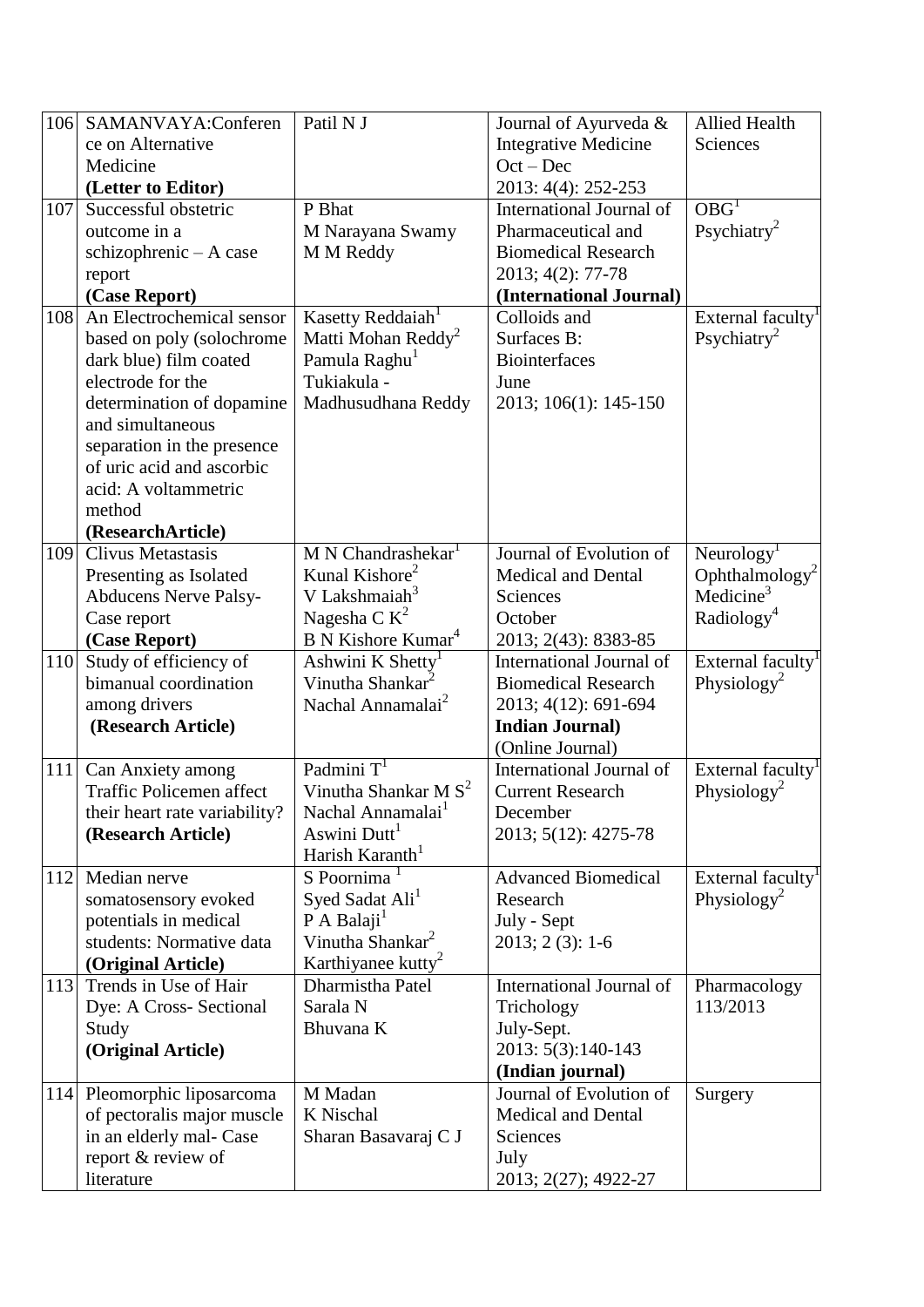| 106 | SAMANVAYA:Conference on Alternative Medicine **(Letter to Editor)** | Patil N J | Journal of Ayurveda & Integrative Medicine Oct – Dec 2013: 4(4): 252-253 | Allied Health Sciences |
|---|---|---|---|---|
| 107 | Successful obstetric outcome in a schizophrenic – A case report **(Case Report)** | P Bhat<br>M Narayana Swamy<br>M M Reddy | International Journal of Pharmaceutical and Biomedical Research 2013; 4(2): 77-78 **(International Journal)** | OBG[1]<br>Psychiatry[2] |
| 108 | An Electrochemical sensor based on poly (solochrome dark blue) film coated electrode for the determination of dopamine and simultaneous separation in the presence of uric acid and ascorbic acid: A voltammetric method **(ResearchArticle)** | Kasetty Reddaiah[1]<br>Matti Mohan Reddy[2]<br>Pamula Raghu[1]<br>Tukiakula - Madhusudhana Reddy | Colloids and Surfaces B: Biointerfaces June 2013; 106(1): 145-150 | External faculty[1]<br>Psychiatry[2] |
| 109 | Clivus Metastasis Presenting as Isolated Abducens Nerve Palsy- Case report **(Case Report)** | M N Chandrashekar[1]<br>Kunal Kishore[2]<br>V Lakshmaiah[3]<br>Nagesha C K[2]<br>B N Kishore Kumar[4] | Journal of Evolution of Medical and Dental Sciences October 2013; 2(43): 8383-85 | Neurology[1]<br>Ophthalmology[2]<br>Medicine[3]<br>Radiology[4] |
| 110 | Study of efficiency of bimanual coordination among drivers **(Research Article)** | Ashwini K Shetty[1]<br>Vinutha Shankar[2]<br>Nachal Annamalai[2] | International Journal of Biomedical Research 2013; 4(12): 691-694 **Indian Journal)** (Online Journal) | External faculty[1]<br>Physiology[2] |
| 111 | Can Anxiety among Traffic Policemen affect their heart rate variability? **(Research Article)** | Padmini T[1]<br>Vinutha Shankar M S[2]<br>Nachal Annamalai[1]<br>Aswini Dutt[1]<br>Harish Karanth[1] | International Journal of Current Research December 2013; 5(12): 4275-78 | External faculty[1]<br>Physiology[2] |
| 112 | Median nerve somatosensory evoked potentials in medical students: Normative data **(Original Article)** | S Poornima [1]<br>Syed Sadat Ali[1]<br>P A Balaji[1]<br>Vinutha Shankar[2]<br>Karthiyanee kutty[2] | Advanced Biomedical Research July - Sept 2013; 2 (3): 1-6 | External faculty[1]<br>Physiology[2] |
| 113 | Trends in Use of Hair Dye: A Cross- Sectional Study **(Original Article)** | Dharmistha Patel<br>Sarala N<br>Bhuvana K | International Journal of Trichology July-Sept. 2013: 5(3):140-143 **(Indian journal)** | Pharmacology 113/2013 |
| 114 | Pleomorphic liposarcoma of pectoralis major muscle in an elderly mal- Case report & review of literature | M Madan<br>K Nischal<br>Sharan Basavaraj C J | Journal of Evolution of Medical and Dental Sciences July 2013; 2(27); 4922-27 | Surgery |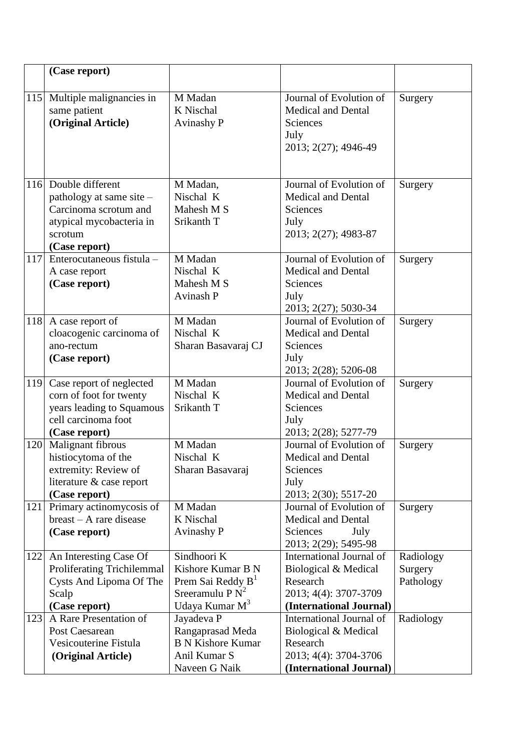|  | (Case report) |  |  |  |
|---|---|---|---|---|
| 115 | Multiple malignancies in same patient **(Original Article)** | M Madan<br>K Nischal<br>Avinashy P | Journal of Evolution of Medical and Dental Sciences<br>July<br>2013; 2(27); 4946-49 | Surgery |
| 116 | Double different pathology at same site – Carcinoma scrotum and atypical mycobacteria in scrotum **(Case report)** | M Madan,<br>Nischal K<br>Mahesh M S<br>Srikanth T | Journal of Evolution of Medical and Dental Sciences<br>July<br>2013; 2(27); 4983-87 | Surgery |
| 117 | Enterocutaneous fistula – A case report **(Case report)** | M Madan<br>Nischal K<br>Mahesh M S<br>Avinash P | Journal of Evolution of Medical and Dental Sciences<br>July<br>2013; 2(27); 5030-34 | Surgery |
| 118 | A case report of cloacogenic carcinoma of ano-rectum **(Case report)** | M Madan<br>Nischal K<br>Sharan Basavaraj CJ | Journal of Evolution of Medical and Dental Sciences<br>July<br>2013; 2(28); 5206-08 | Surgery |
| 119 | Case report of neglected corn of foot for twenty years leading to Squamous cell carcinoma foot **(Case report)** | M Madan<br>Nischal K<br>Srikanth T | Journal of Evolution of Medical and Dental Sciences<br>July<br>2013; 2(28); 5277-79 | Surgery |
| 120 | Malignant fibrous histiocytoma of the extremity: Review of literature & case report **(Case report)** | M Madan<br>Nischal K<br>Sharan Basavaraj | Journal of Evolution of Medical and Dental Sciences<br>July<br>2013; 2(30); 5517-20 | Surgery |
| 121 | Primary actinomycosis of breast – A rare disease **(Case report)** | M Madan<br>K Nischal<br>Avinashy P | Journal of Evolution of Medical and Dental Sciences July<br>2013; 2(29); 5495-98 | Surgery |
| 122 | An Interesting Case Of Proliferating Trichilemmal Cysts And Lipoma Of The Scalp **(Case report)** | Sindhoori K<br>Kishore Kumar B N<br>Prem Sai Reddy B[1]<br>Sreeramulu P N[2]<br>Udaya Kumar M[3] | International Journal of Biological & Medical Research<br>2013; 4(4): 3707-3709<br>**(International Journal)** | Radiology<br>Surgery<br>Pathology |
| 123 | A Rare Presentation of Post Caesarean Vesicouterine Fistula **(Original Article)** | Jayadeva P<br>Rangaprasad Meda<br>B N Kishore Kumar<br>Anil Kumar S<br>Naveen G Naik | International Journal of Biological & Medical Research<br>2013; 4(4): 3704-3706<br>**(International Journal)** | Radiology |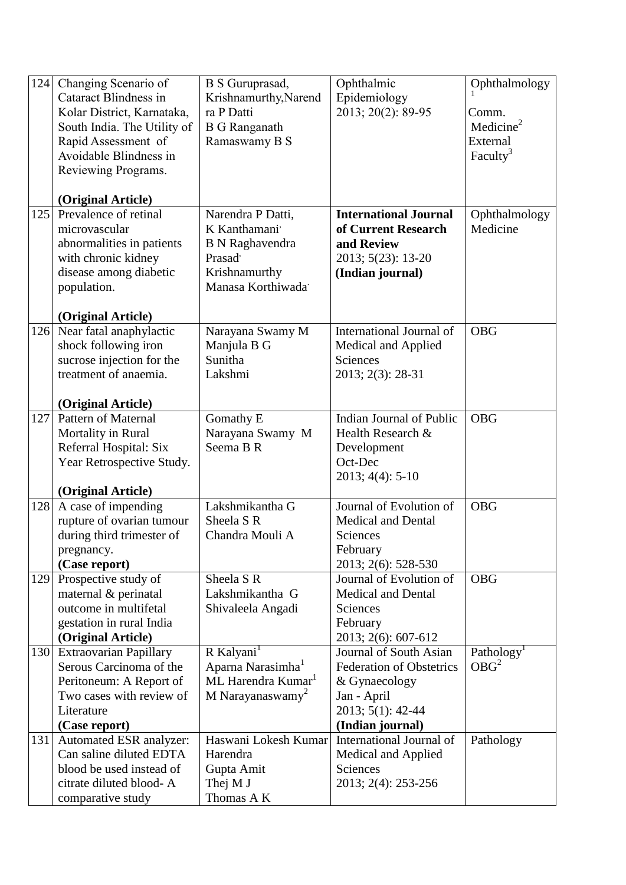| 124 | Changing Scenario of Cataract Blindness in Kolar District, Karnataka, South India. The Utility of Rapid Assessment of Avoidable Blindness in Reviewing Programs.<br><br>**(Original Article)** | B S Guruprasad, Krishnamurthy,Narendra P Datti<br>B G Ranganath<br>Ramaswamy B S | Ophthalmic Epidemiology<br>2013; 20(2): 89-95 | Ophthalmology[1]<br>Comm. Medicine[2]<br>External Faculty[3] |
|---|---|---|---|---|
| 125 | Prevalence of retinal microvascular abnormalities in patients with chronic kidney disease among diabetic population.<br><br>**(Original Article)** | Narendra P Datti,<br>K Kanthamani,<br>B N Raghavendra Prasad,<br>Krishnamurthy<br>Manasa Korthiwada. | **International Journal of Current Research and Review**<br>2013; 5(23): 13-20<br>**(Indian journal)** | Ophthalmology<br>Medicine |
| 126 | Near fatal anaphylactic shock following iron sucrose injection for the treatment of anaemia.<br><br>**(Original Article)** | Narayana Swamy M<br>Manjula B G<br>Sunitha<br>Lakshmi | International Journal of Medical and Applied Sciences<br>2013; 2(3): 28-31 | OBG |
| 127 | Pattern of Maternal Mortality in Rural Referral Hospital: Six Year Retrospective Study.<br><br>**(Original Article)** | Gomathy E<br>Narayana Swamy M<br>Seema B R | Indian Journal of Public Health Research & Development<br>Oct-Dec<br>2013; 4(4): 5-10 | OBG |
| 128 | A case of impending rupture of ovarian tumour during third trimester of pregnancy.<br>**(Case report)** | Lakshmikantha G<br>Sheela S R<br>Chandra Mouli A | Journal of Evolution of Medical and Dental Sciences<br>February<br>2013; 2(6): 528-530 | OBG |
| 129 | Prospective study of maternal & perinatal outcome in multifetal gestation in rural India<br>**(Original Article)** | Sheela S R<br>Lakshmikantha G<br>Shivaleela Angadi | Journal of Evolution of Medical and Dental Sciences<br>February<br>2013; 2(6): 607-612 | OBG |
| 130 | Extraovarian Papillary Serous Carcinoma of the Peritoneum: A Report of Two cases with review of Literature<br>**(Case report)** | R Kalyani[1]<br>Aparna Narasimha[1]<br>ML Harendra Kumar[1]<br>M Narayanaswamy[2] | Journal of South Asian Federation of Obstetrics & Gynaecology<br>Jan - April<br>2013; 5(1): 42-44<br>**(Indian journal)** | Pathology[1]<br>OBG[2] |
| 131 | Automated ESR analyzer: Can saline diluted EDTA blood be used instead of citrate diluted blood- A comparative study | Haswani Lokesh Kumar<br>Harendra<br>Gupta Amit<br>Thej M J<br>Thomas A K | International Journal of Medical and Applied Sciences<br>2013; 2(4): 253-256 | Pathology |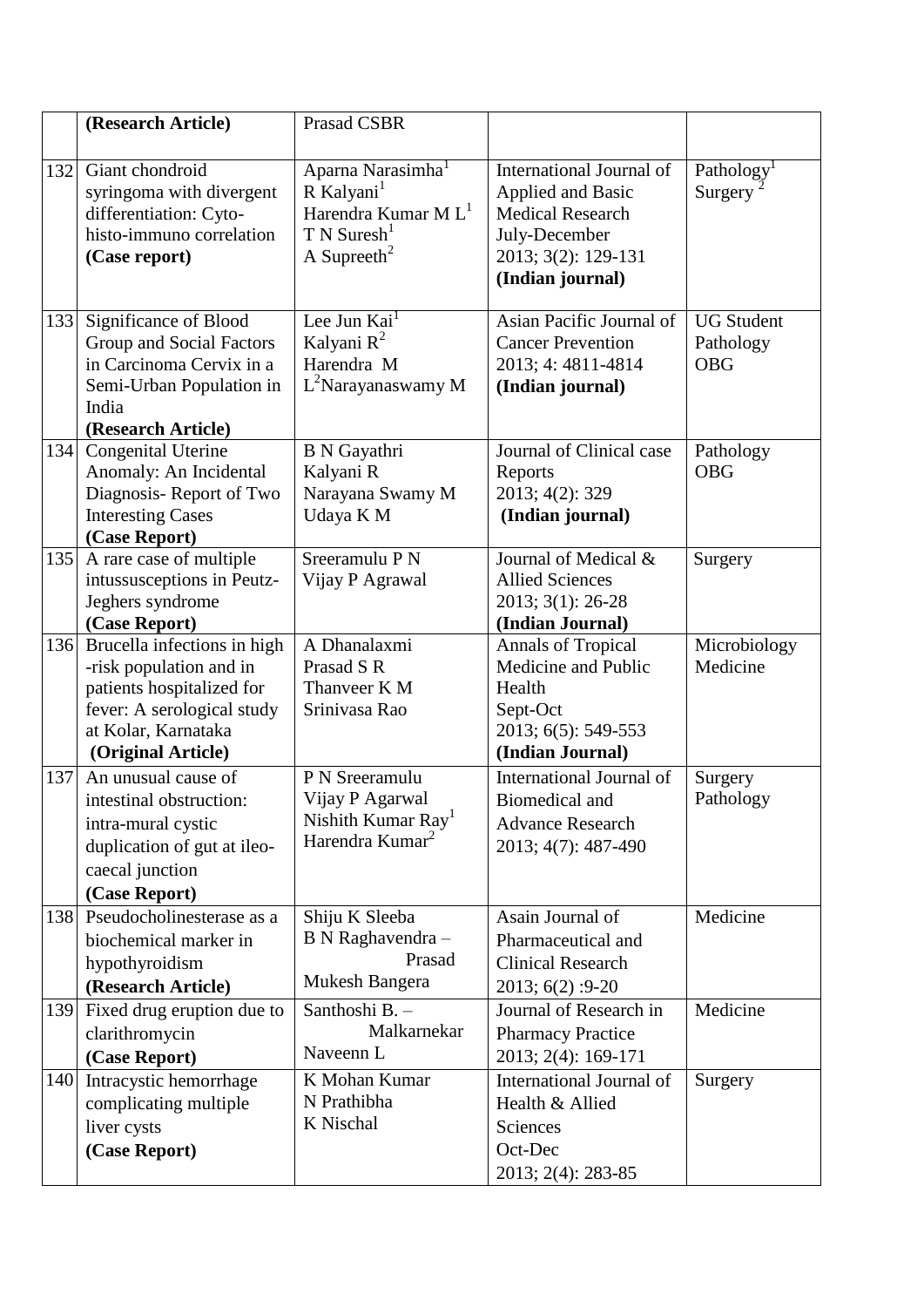| | | | | |
|---|---|---|---|---|
| | **(Research Article)** | Prasad CSBR | | |
| 132 | Giant chondroid syringoma with divergent differentiation: Cyto-histo-immuno correlation **(Case report)** | Aparna Narasimha[1]<br>R Kalyani[1]<br>Harendra Kumar M L[1]<br>T N Suresh[1]<br>A Supreeth[2] | International Journal of Applied and Basic Medical Research July-December 2013; 3(2): 129-131 **(Indian journal)** | Pathology[1]<br>Surgery [2] |
| 133 | Significance of Blood Group and Social Factors in Carcinoma Cervix in a Semi-Urban Population in India **(Research Article)** | Lee Jun Kai[1]<br>Kalyani R[2]<br>Harendra M L[2]Narayanaswamy M | Asian Pacific Journal of Cancer Prevention 2013; 4: 4811-4814 **(Indian journal)** | UG Student<br>Pathology<br>OBG |
| 134 | Congenital Uterine Anomaly: An Incidental Diagnosis- Report of Two Interesting Cases **(Case Report)** | B N Gayathri<br>Kalyani R<br>Narayana Swamy M<br>Udaya K M | Journal of Clinical case Reports 2013; 4(2): 329 **(Indian journal)** | Pathology<br>OBG |
| 135 | A rare case of multiple intussusceptions in Peutz-Jeghers syndrome **(Case Report)** | Sreeramulu P N<br>Vijay P Agrawal | Journal of Medical & Allied Sciences 2013; 3(1): 26-28 **(Indian Journal)** | Surgery |
| 136 | Brucella infections in high -risk population and in patients hospitalized for fever: A serological study at Kolar, Karnataka **(Original Article)** | A Dhanalaxmi<br>Prasad S R<br>Thanveer K M<br>Srinivasa Rao | Annals of Tropical Medicine and Public Health Sept-Oct 2013; 6(5): 549-553 **(Indian Journal)** | Microbiology<br>Medicine |
| 137 | An unusual cause of intestinal obstruction: intra-mural cystic duplication of gut at ileo-caecal junction **(Case Report)** | P N Sreeramulu<br>Vijay P Agarwal<br>Nishith Kumar Ray[1]<br>Harendra Kumar[2] | International Journal of Biomedical and Advance Research 2013; 4(7): 487-490 | Surgery<br>Pathology |
| 138 | Pseudocholinesterase as a biochemical marker in hypothyroidism **(Research Article)** | Shiju K Sleeba<br>B N Raghavendra – Prasad<br>Mukesh Bangera | Asain Journal of Pharmaceutical and Clinical Research 2013; 6(2) :9-20 | Medicine |
| 139 | Fixed drug eruption due to clarithromycin **(Case Report)** | Santhoshi B. – Malkarnekar<br>Naveenn L | Journal of Research in Pharmacy Practice 2013; 2(4): 169-171 | Medicine |
| 140 | Intracystic hemorrhage complicating multiple liver cysts **(Case Report)** | K Mohan Kumar<br>N Prathibha<br>K Nischal | International Journal of Health & Allied Sciences Oct-Dec 2013; 2(4): 283-85 | Surgery |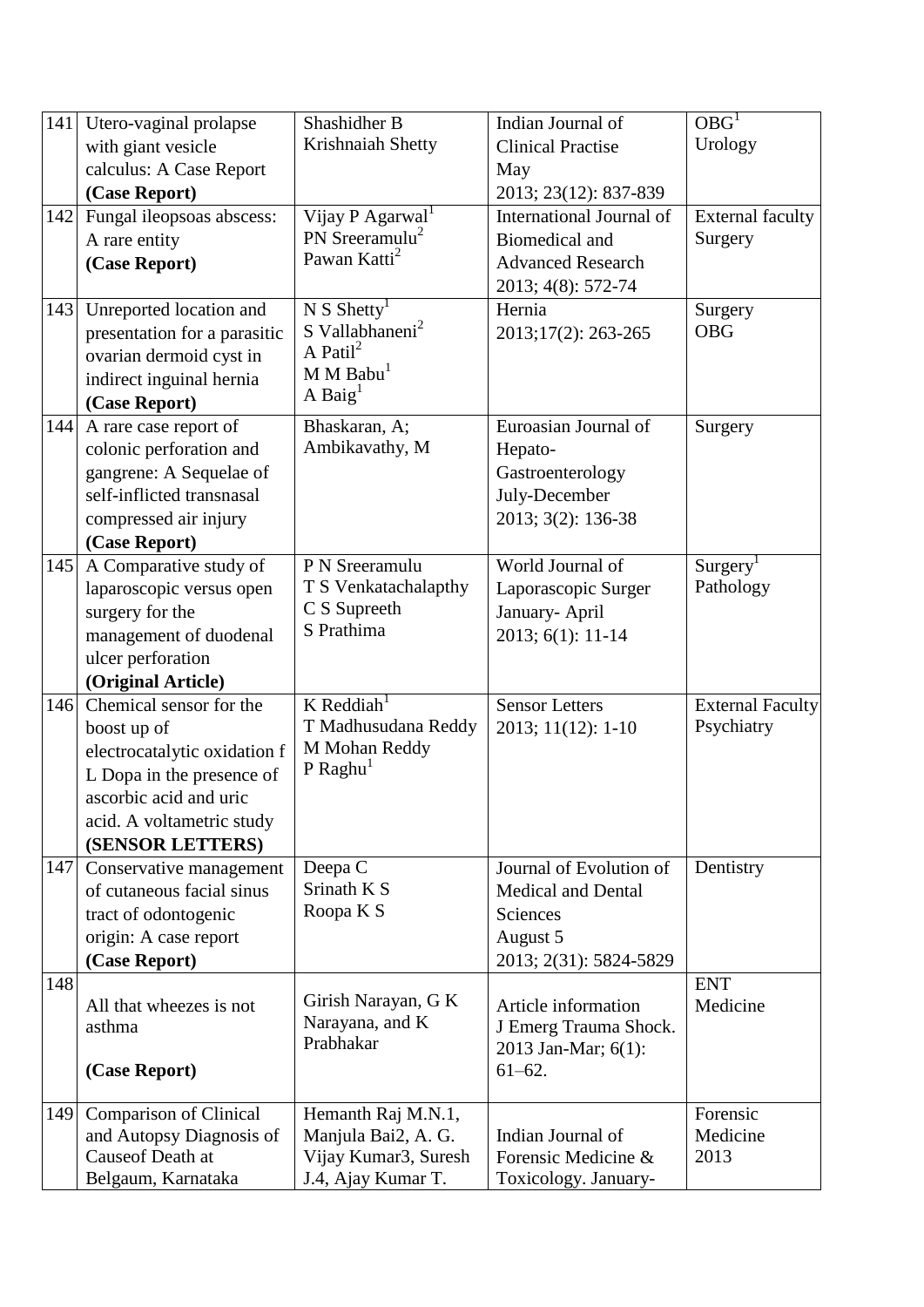| 141 | Utero-vaginal prolapse with giant vesicle calculus: A Case Report **(Case Report)** | Shashidher B Krishnaiah Shetty | Indian Journal of Clinical Practise May 2013; 23(12): 837-839 | OBG[1] Urology |
|---|---|---|---|---|
| 142 | Fungal ileopsoas abscess: A rare entity **(Case Report)** | Vijay P Agarwal[1] PN Sreeramulu[2] Pawan Katti[2] | International Journal of Biomedical and Advanced Research 2013; 4(8): 572-74 | External faculty Surgery |
| 143 | Unreported location and presentation for a parasitic ovarian dermoid cyst in indirect inguinal hernia **(Case Report)** | N S Shetty[1] S Vallabhaneni[2] A Patil[2] M M Babu[1] A Baig[1] | Hernia 2013;17(2): 263-265 | Surgery OBG |
| 144 | A rare case report of colonic perforation and gangrene: A Sequelae of self-inflicted transnasal compressed air injury **(Case Report)** | Bhaskaran, A; Ambikavathy, M | Euroasian Journal of Hepato-Gastroenterology July-December 2013; 3(2): 136-38 | Surgery |
| 145 | A Comparative study of laparoscopic versus open surgery for the management of duodenal ulcer perforation **(Original Article)** | P N Sreeramulu T S Venkatachalapthy C S Supreeth S Prathima | World Journal of Laporascopic Surger January- April 2013; 6(1): 11-14 | Surgery[1] Pathology |
| 146 | Chemical sensor for the boost up of electrocatalytic oxidation f L Dopa in the presence of ascorbic acid and uric acid. A voltametric study **(SENSOR LETTERS)** | K Reddiah[1] T Madhusudana Reddy M Mohan Reddy P Raghu[1] | Sensor Letters 2013; 11(12): 1-10 | External Faculty Psychiatry |
| 147 | Conservative management of cutaneous facial sinus tract of odontogenic origin: A case report **(Case Report)** | Deepa C Srinath K S Roopa K S | Journal of Evolution of Medical and Dental Sciences August 5 2013; 2(31): 5824-5829 | Dentistry |
| 148 | All that wheezes is not asthma **(Case Report)** | Girish Narayan, G K Narayana, and K Prabhakar | Article information J Emerg Trauma Shock. 2013 Jan-Mar; 6(1): 61–62. | ENT Medicine |
| 149 | Comparison of Clinical and Autopsy Diagnosis of Causeof Death at Belgaum, Karnataka | Hemanth Raj M.N.1, Manjula Bai2, A. G. Vijay Kumar3, Suresh J.4, Ajay Kumar T. | Indian Journal of Forensic Medicine & Toxicology. January- | Forensic Medicine 2013 |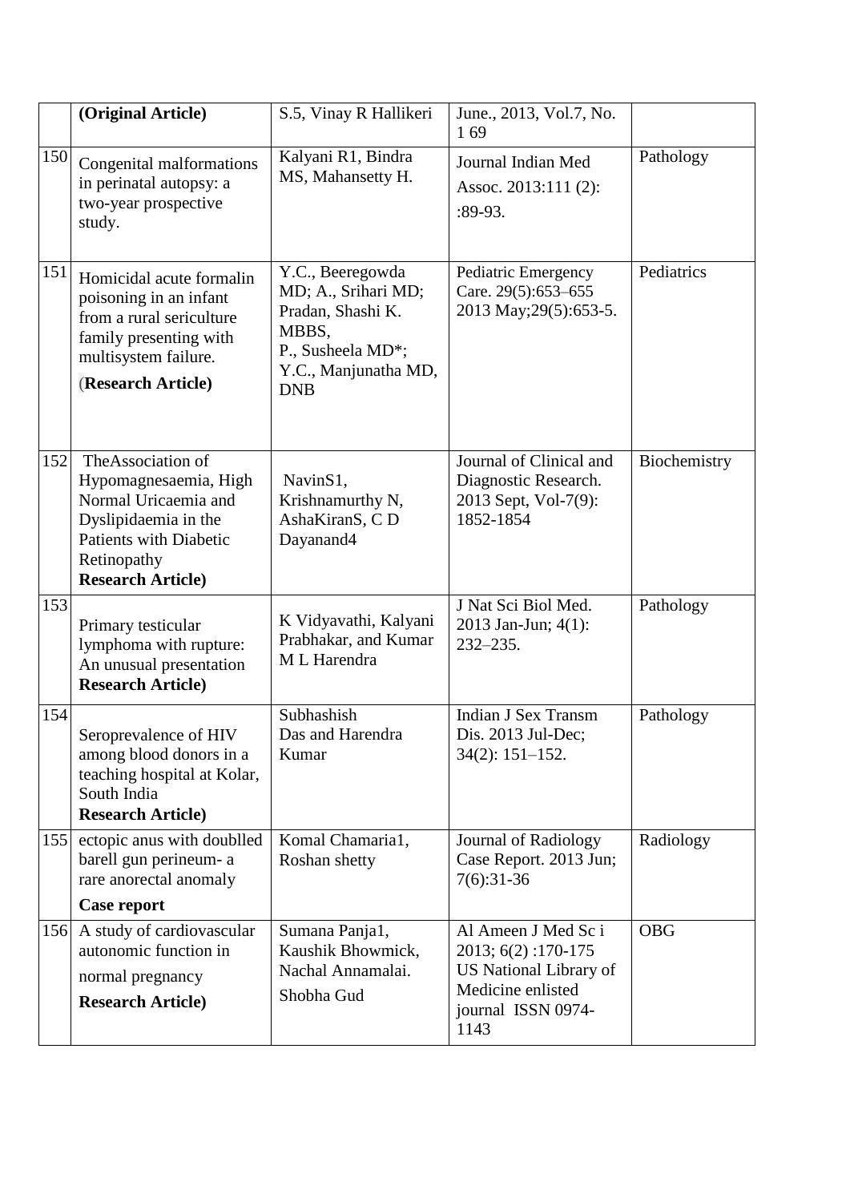| | | | | |
|---|---|---|---|---|
| | **(Original Article)** | S.5, Vinay R Hallikeri | June., 2013, Vol.7, No. 1 69 | |
| 150 | Congenital malformations in perinatal autopsy: a two-year prospective study. | Kalyani R1, Bindra MS, Mahansetty H. | Journal Indian Med Assoc. 2013:111 (2): :89-93. | Pathology |
| 151 | Homicidal acute formalin poisoning in an infant from a rural sericulture family presenting with multisystem failure. (**Research Article)** | Y.C., Beeregowda MD; A., Srihari MD; Pradan, Shashi K. MBBS, P., Susheela MD*; Y.C., Manjunatha MD, DNB | Pediatric Emergency Care. 29(5):653–655 2013 May;29(5):653-5. | Pediatrics |
| 152 | TheAssociation of Hypomagnesaemia, High Normal Uricaemia and Dyslipidaemia in the Patients with Diabetic Retinopathy **Research Article)** | NavinS1, Krishnamurthy N, AshaKiranS, C D Dayanand4 | Journal of Clinical and Diagnostic Research. 2013 Sept, Vol-7(9): 1852-1854 | Biochemistry |
| 153 | Primary testicular lymphoma with rupture: An unusual presentation **Research Article)** | K Vidyavathi, Kalyani Prabhakar, and Kumar M L Harendra | J Nat Sci Biol Med. 2013 Jan-Jun; 4(1): 232–235. | Pathology |
| 154 | Seroprevalence of HIV among blood donors in a teaching hospital at Kolar, South India **Research Article)** | Subhashish Das and Harendra Kumar | Indian J Sex Transm Dis. 2013 Jul-Dec; 34(2): 151–152. | Pathology |
| 155 | ectopic anus with doublled barell gun perineum- a rare anorectal anomaly **Case report** | Komal Chamaria1, Roshan shetty | Journal of Radiology Case Report. 2013 Jun; 7(6):31-36 | Radiology |
| 156 | A study of cardiovascular autonomic function in normal pregnancy **Research Article)** | Sumana Panja1, Kaushik Bhowmick, Nachal Annamalai. Shobha Gud | Al Ameen J Med Sc i 2013; 6(2) :170-175 US National Library of Medicine enlisted journal ISSN 0974-1143 | OBG |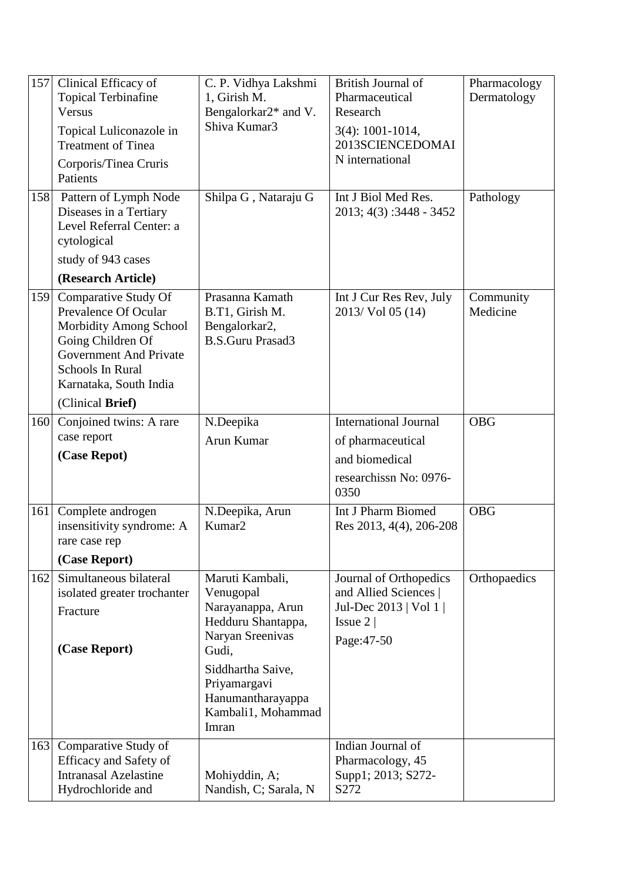| 157 | Clinical Efficacy of Topical Terbinafine Versus Topical Luliconazole in Treatment of Tinea Corporis/Tinea Cruris Patients | C. P. Vidhya Lakshmi 1, Girish M. Bengalorkar2* and V. Shiva Kumar3 | British Journal of Pharmaceutical Research 3(4): 1001-1014, 2013SCIENCEDOMAIN international | Pharmacology Dermatology |
|---|---|---|---|---|
| 158 | Pattern of Lymph Node Diseases in a Tertiary Level Referral Center: a cytological study of 943 cases **(Research Article)** | Shilpa G , Nataraju G | Int J Biol Med Res. 2013; 4(3) :3448 - 3452 | Pathology |
| 159 | Comparative Study Of Prevalence Of Ocular Morbidity Among School Going Children Of Government And Private Schools In Rural Karnataka, South India (Clinical **Brief)** | Prasanna Kamath B.T1, Girish M. Bengalorkar2, B.S.Guru Prasad3 | Int J Cur Res Rev, July 2013/ Vol 05 (14) | Community Medicine |
| 160 | Conjoined twins: A rare case report **(Case Repot)** | N.Deepika Arun Kumar | International Journal of pharmaceutical and biomedical researchissn No: 0976-0350 | OBG |
| 161 | Complete androgen insensitivity syndrome: A rare case rep **(Case Report)** | N.Deepika, Arun Kumar2 | Int J Pharm Biomed Res 2013, 4(4), 206-208 | OBG |
| 162 | Simultaneous bilateral isolated greater trochanter Fracture **(Case Report)** | Maruti Kambali, Venugopal Narayanappa, Arun Hedduru Shantappa, Naryan Sreenivas Gudi, Siddhartha Saive, Priyamargavi Hanumantharayappa Kambali1, Mohammad Imran | Journal of Orthopedics and Allied Sciences \| Jul-Dec 2013 \| Vol 1 \| Issue 2 \| Page:47-50 | Orthopaedics |
| 163 | Comparative Study of Efficacy and Safety of Intranasal Azelastine Hydrochloride and | Mohiyddin, A; Nandish, C; Sarala, N | Indian Journal of Pharmacology, 45 Supp1; 2013; S272-S272 | |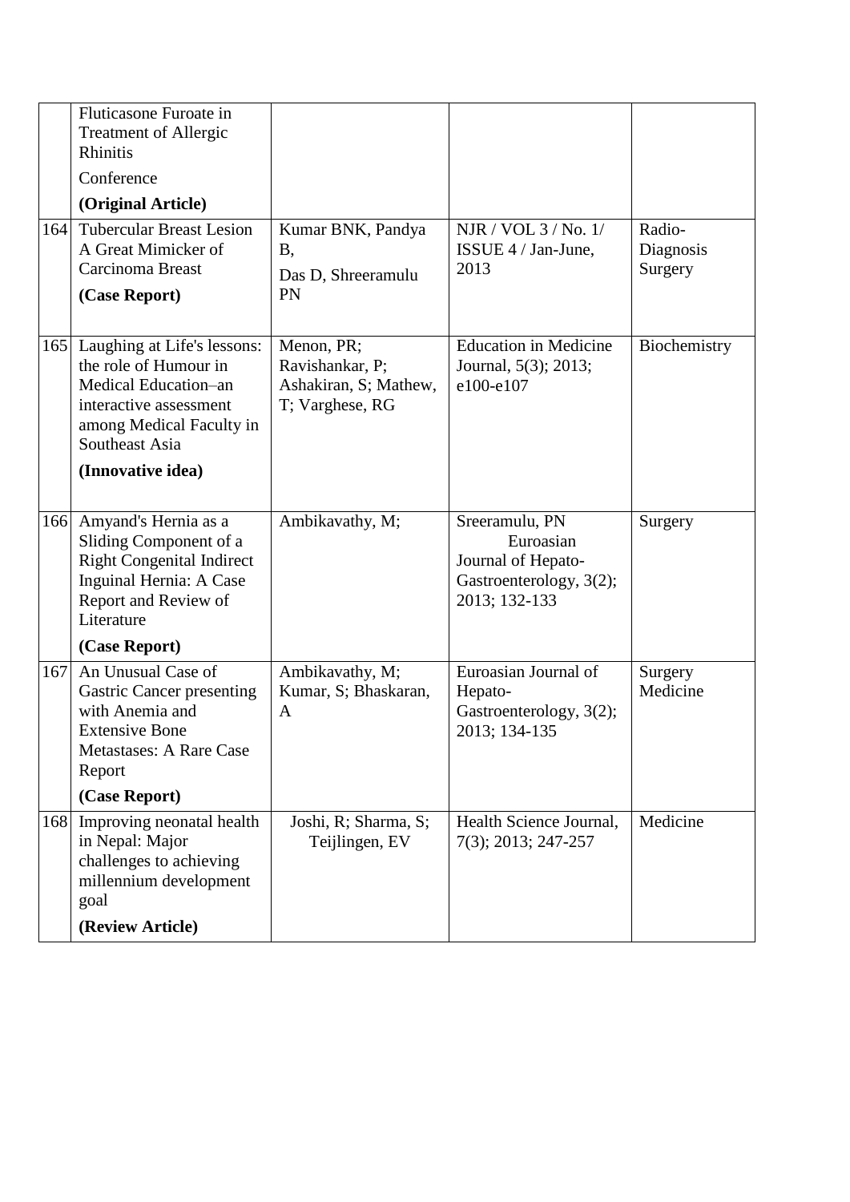| | | | | |
|---|---|---|---|---|
| | Fluticasone Furoate in Treatment of Allergic Rhinitis<br>Conference<br>**(Original Article)** | | | |
| 164 | Tubercular Breast Lesion A Great Mimicker of Carcinoma Breast<br>**(Case Report)** | Kumar BNK, Pandya B,<br>Das D, Shreeramulu PN | NJR / VOL 3 / No. 1/ ISSUE 4 / Jan-June, 2013 | Radio-Diagnosis Surgery |
| 165 | Laughing at Life's lessons: the role of Humour in Medical Education–an interactive assessment among Medical Faculty in Southeast Asia<br>**(Innovative idea)** | Menon, PR; Ravishankar, P; Ashakiran, S; Mathew, T; Varghese, RG | Education in Medicine Journal, 5(3); 2013; e100-e107 | Biochemistry |
| 166 | Amyand's Hernia as a Sliding Component of a Right Congenital Indirect Inguinal Hernia: A Case Report and Review of Literature<br>**(Case Report)** | Ambikavathy, M; | Sreeramulu, PN Euroasian Journal of Hepato-Gastroenterology, 3(2); 2013; 132-133 | Surgery |
| 167 | An Unusual Case of Gastric Cancer presenting with Anemia and Extensive Bone Metastases: A Rare Case Report<br>**(Case Report)** | Ambikavathy, M; Kumar, S; Bhaskaran, A | Euroasian Journal of Hepato-Gastroenterology, 3(2); 2013; 134-135 | Surgery Medicine |
| 168 | Improving neonatal health in Nepal: Major challenges to achieving millennium development goal<br>**(Review Article)** | Joshi, R; Sharma, S; Teijlingen, EV | Health Science Journal, 7(3); 2013; 247-257 | Medicine |